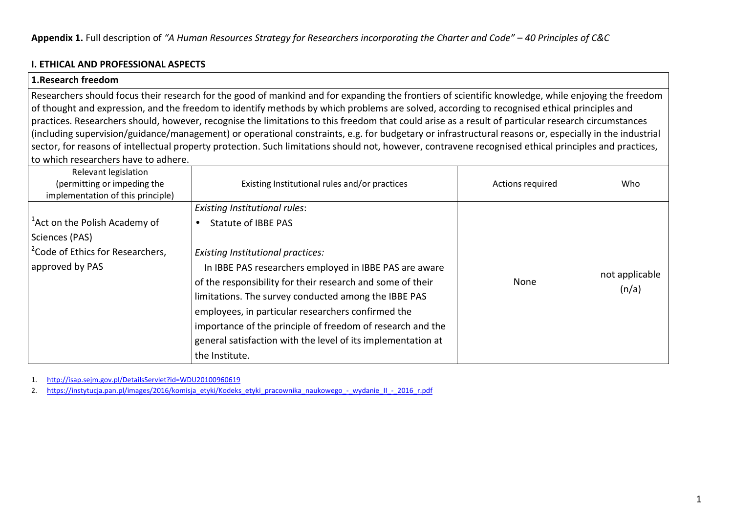**Appendix 1.** Full description of *"A Human Resources Strategy for Researchers incorporating the Charter and Code" – 40 Principles of C&C*

## I. ETHICAL AND PROFESSIONAL ASPECTS

### 1.Research freedom

Researchers should focus their research for the good of mankind and for expanding the frontiers of scientific knowledge, while enjoying the freedom of thought and expression, and the freedom to identify methods by which problems are solved, according to recognised ethical principles and practices. Researchers should, however, recognise the limitations to this freedom that could arise as a result of particular research circumstances (including supervision/guidance/management) or operational constraints, e.g. for budgetary or infrastructural reasons or, especially in the industrial sector, for reasons of intellectual property protection. Such limitations should not, however, contravene recognised ethical principles and practices, to which researchers have to adhere.

| Relevant legislation (permitting or impeding the implementation of this principle) | Existing Institutional rules and/or practices | Actions required | Who |
|---|---|---|---|
| [1]Act on the Polish Academy of Sciences (PAS)<br>[2]Code of Ethics for Researchers, approved by PAS | *Existing Institutional rules*:<br>• Statute of IBBE PAS<br><br>*Existing Institutional practices:*<br>In IBBE PAS researchers employed in IBBE PAS are aware of the responsibility for their research and some of their limitations. The survey conducted among the IBBE PAS employees, in particular researchers confirmed the importance of the principle of freedom of research and the general satisfaction with the level of its implementation at the Institute. | None | not applicable (n/a) |

1. http://isap.sejm.gov.pl/DetailsServlet?id=WDU20100960619
2. https://instytucja.pan.pl/images/2016/komisja_etyki/Kodeks_etyki_pracownika_naukowego_-_wydanie_II_-_2016_r.pdf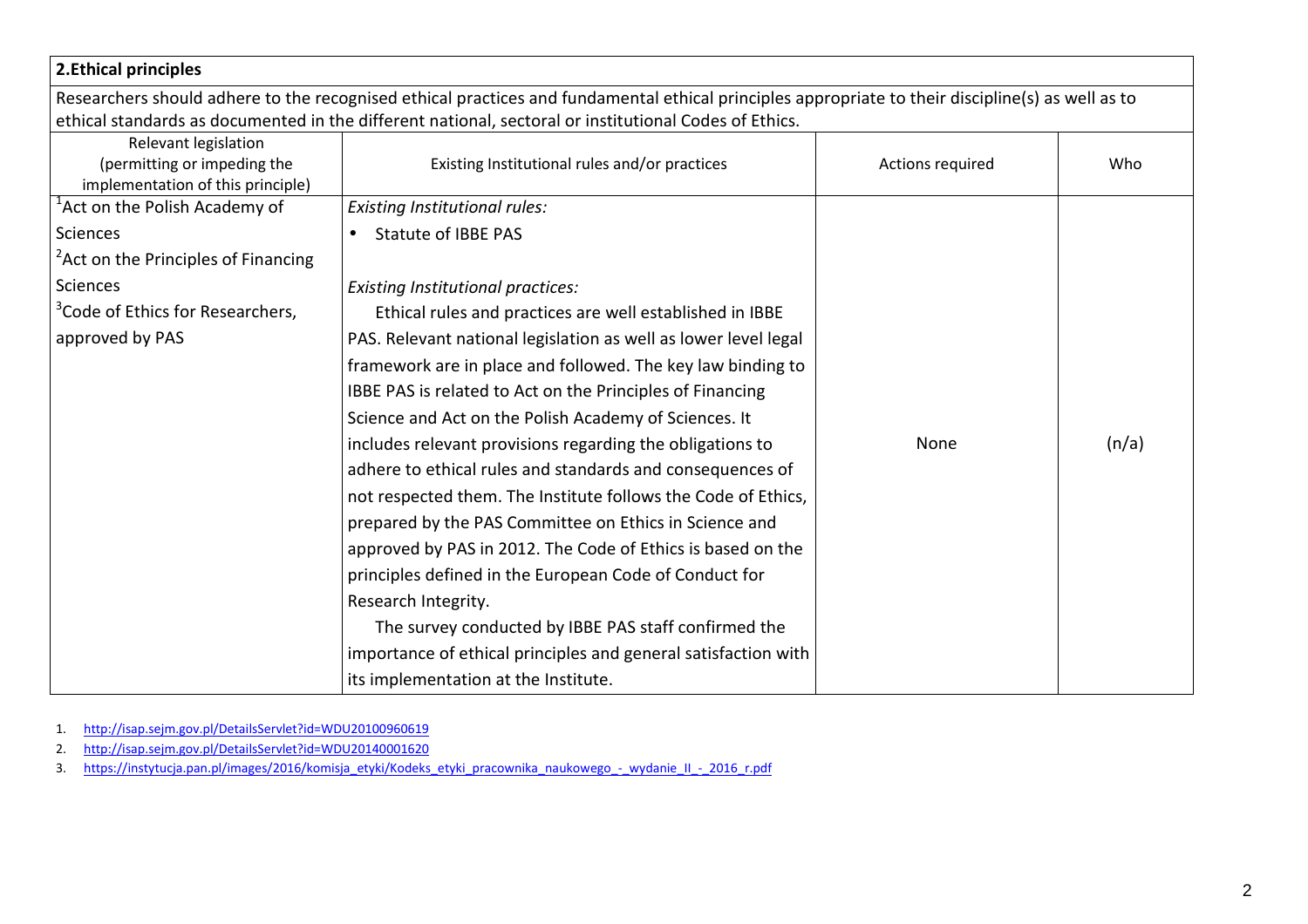| 2.Ethical principles | | | |
|---|---|---|---|
| Researchers should adhere to the recognised ethical practices and fundamental ethical principles appropriate to their discipline(s) as well as to ethical standards as documented in the different national, sectoral or institutional Codes of Ethics. | | | |
| Relevant legislation (permitting or impeding the implementation of this principle) | Existing Institutional rules and/or practices | Actions required | Who |
| [1]Act on the Polish Academy of Sciences<br>[2]Act on the Principles of Financing Sciences<br>[3]Code of Ethics for Researchers, approved by PAS | *Existing Institutional rules:*<br>• Statute of IBBE PAS<br><br>*Existing Institutional practices:*<br>Ethical rules and practices are well established in IBBE PAS. Relevant national legislation as well as lower level legal framework are in place and followed. The key law binding to IBBE PAS is related to Act on the Principles of Financing Science and Act on the Polish Academy of Sciences. It includes relevant provisions regarding the obligations to adhere to ethical rules and standards and consequences of not respected them. The Institute follows the Code of Ethics, prepared by the PAS Committee on Ethics in Science and approved by PAS in 2012. The Code of Ethics is based on the principles defined in the European Code of Conduct for Research Integrity.<br>The survey conducted by IBBE PAS staff confirmed the importance of ethical principles and general satisfaction with its implementation at the Institute. | None | (n/a) |

1. http://isap.sejm.gov.pl/DetailsServlet?id=WDU20100960619
2. http://isap.sejm.gov.pl/DetailsServlet?id=WDU20140001620
3. https://instytucja.pan.pl/images/2016/komisja_etyki/Kodeks_etyki_pracownika_naukowego_-_wydanie_II_-_2016_r.pdf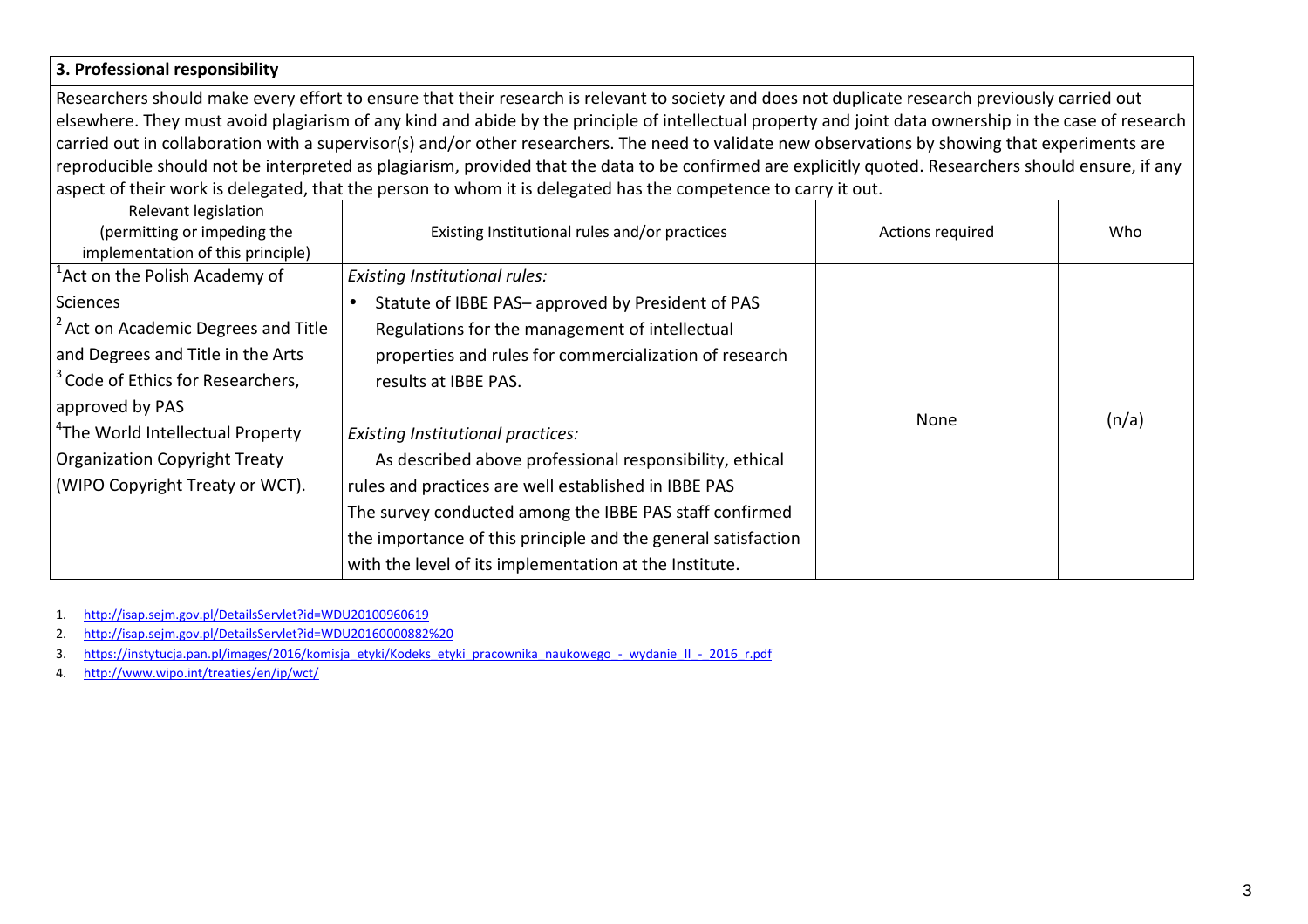### 3. Professional responsibility

Researchers should make every effort to ensure that their research is relevant to society and does not duplicate research previously carried out elsewhere. They must avoid plagiarism of any kind and abide by the principle of intellectual property and joint data ownership in the case of research carried out in collaboration with a supervisor(s) and/or other researchers. The need to validate new observations by showing that experiments are reproducible should not be interpreted as plagiarism, provided that the data to be confirmed are explicitly quoted. Researchers should ensure, if any aspect of their work is delegated, that the person to whom it is delegated has the competence to carry it out.

| Relevant legislation (permitting or impeding the implementation of this principle) | Existing Institutional rules and/or practices | Actions required | Who |
|---|---|---|---|
| [1]Act on the Polish Academy of Sciences<br>[2] Act on Academic Degrees and Title and Degrees and Title in the Arts<br>[3] Code of Ethics for Researchers, approved by PAS<br>[4]The World Intellectual Property Organization Copyright Treaty (WIPO Copyright Treaty or WCT). | *Existing Institutional rules:*<br>• Statute of IBBE PAS– approved by President of PAS Regulations for the management of intellectual properties and rules for commercialization of research results at IBBE PAS.<br><br>*Existing Institutional practices:*<br>As described above professional responsibility, ethical rules and practices are well established in IBBE PAS The survey conducted among the IBBE PAS staff confirmed the importance of this principle and the general satisfaction with the level of its implementation at the Institute. | None | (n/a) |

1. http://isap.sejm.gov.pl/DetailsServlet?id=WDU20100960619
2. http://isap.sejm.gov.pl/DetailsServlet?id=WDU20160000882%20
3. https://instytucja.pan.pl/images/2016/komisja_etyki/Kodeks_etyki_pracownika_naukowego_-_wydanie_II_-_2016_r.pdf
4. http://www.wipo.int/treaties/en/ip/wct/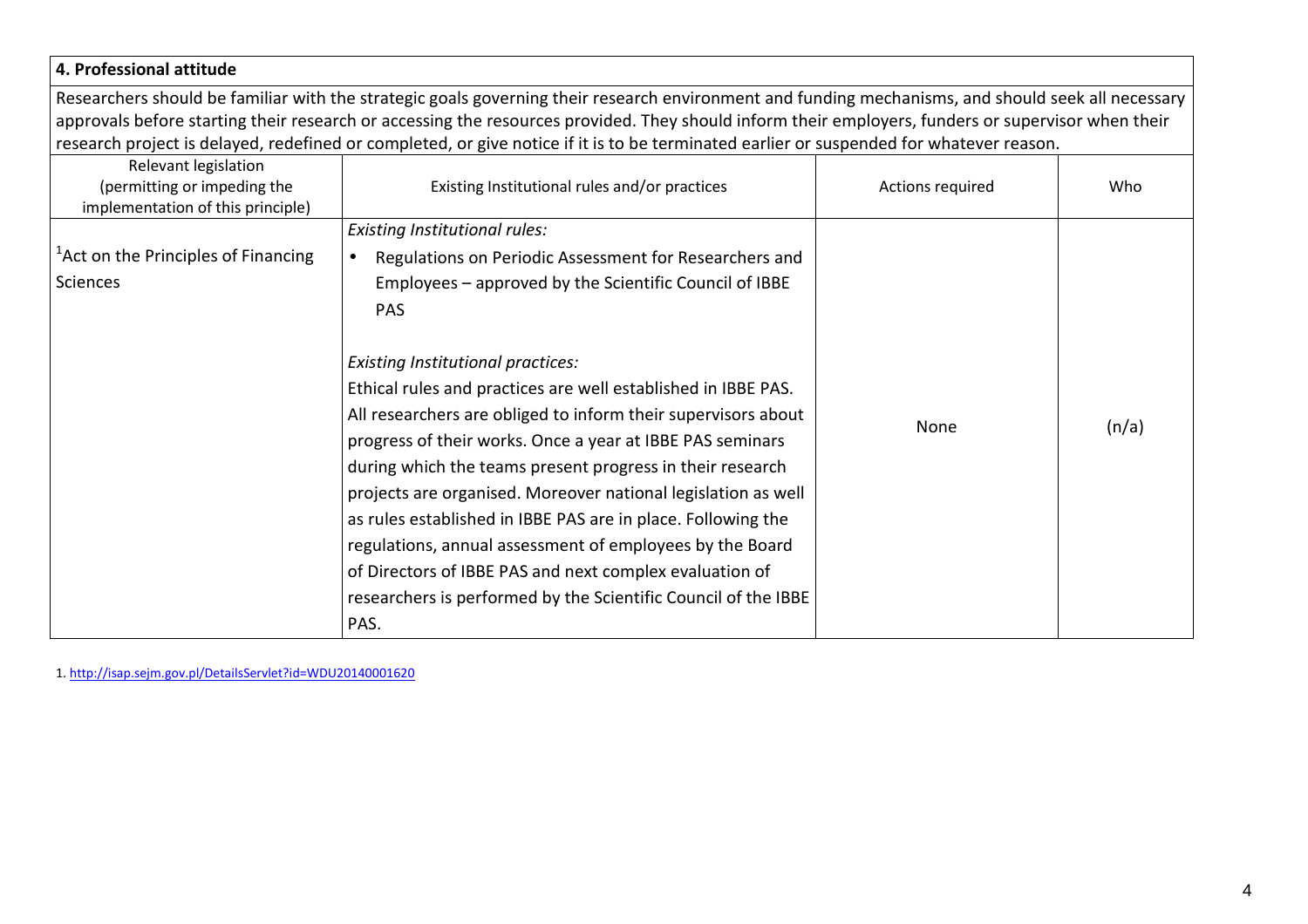## 4. Professional attitude

Researchers should be familiar with the strategic goals governing their research environment and funding mechanisms, and should seek all necessary approvals before starting their research or accessing the resources provided. They should inform their employers, funders or supervisor when their research project is delayed, redefined or completed, or give notice if it is to be terminated earlier or suspended for whatever reason.

| Relevant legislation (permitting or impeding the implementation of this principle) | Existing Institutional rules and/or practices | Actions required | Who |
|---|---|---|---|
| [1]Act on the Principles of Financing Sciences | *Existing Institutional rules:*<br>• Regulations on Periodic Assessment for Researchers and Employees – approved by the Scientific Council of IBBE PAS<br><br>*Existing Institutional practices:*<br>Ethical rules and practices are well established in IBBE PAS. All researchers are obliged to inform their supervisors about progress of their works. Once a year at IBBE PAS seminars during which the teams present progress in their research projects are organised. Moreover national legislation as well as rules established in IBBE PAS are in place. Following the regulations, annual assessment of employees by the Board of Directors of IBBE PAS and next complex evaluation of researchers is performed by the Scientific Council of the IBBE PAS. | None | (n/a) |

1. http://isap.sejm.gov.pl/DetailsServlet?id=WDU20140001620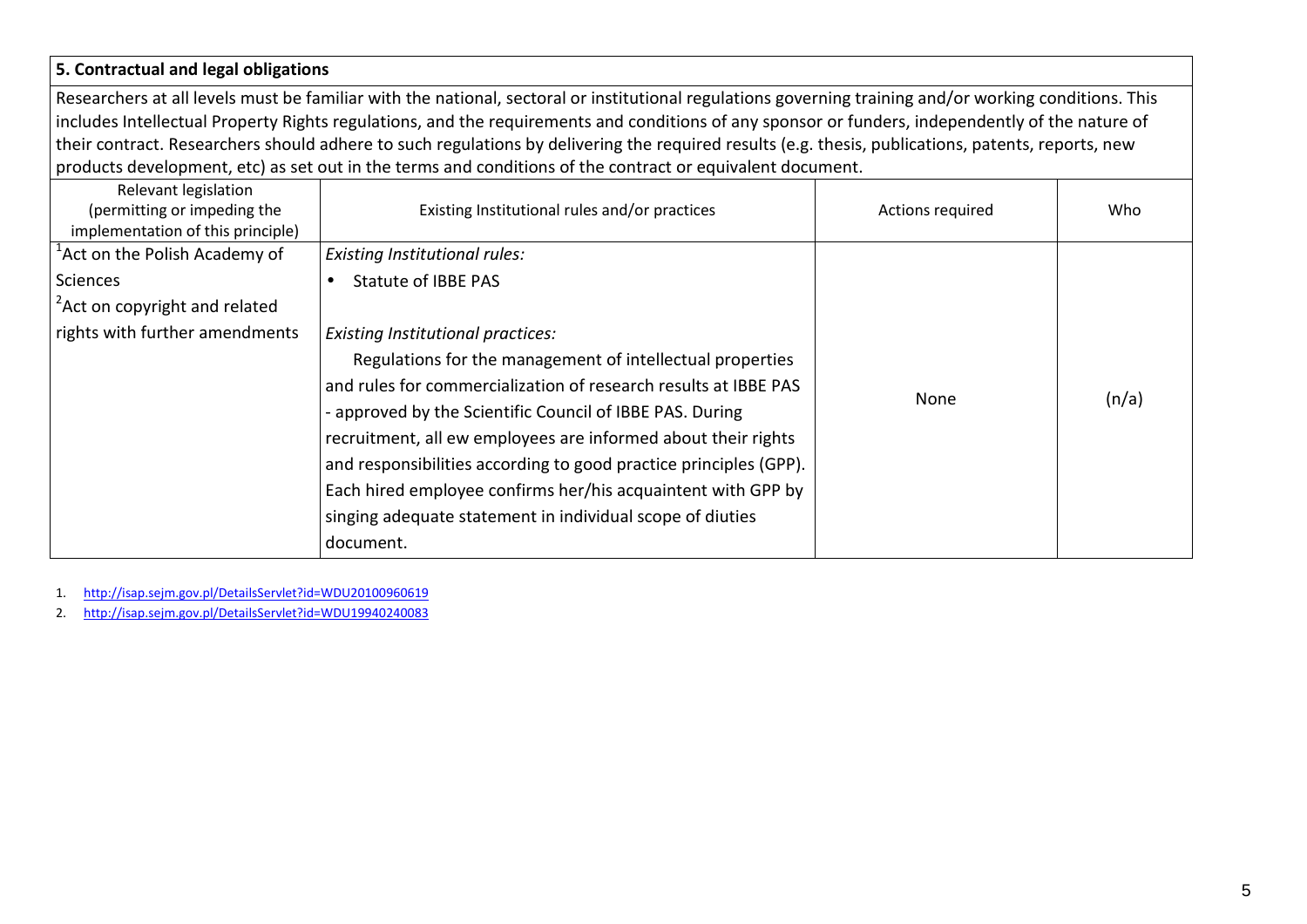| **5. Contractual and legal obligations** | | | |
|---|---|---|---|
| Researchers at all levels must be familiar with the national, sectoral or institutional regulations governing training and/or working conditions. This includes Intellectual Property Rights regulations, and the requirements and conditions of any sponsor or funders, independently of the nature of their contract. Researchers should adhere to such regulations by delivering the required results (e.g. thesis, publications, patents, reports, new products development, etc) as set out in the terms and conditions of the contract or equivalent document. | | | |
| Relevant legislation (permitting or impeding the implementation of this principle) | Existing Institutional rules and/or practices | Actions required | Who |
| [1]Act on the Polish Academy of Sciences<br>[2]Act on copyright and related rights with further amendments | *Existing Institutional rules:*<br>• Statute of IBBE PAS<br><br>*Existing Institutional practices:*<br>Regulations for the management of intellectual properties and rules for commercialization of research results at IBBE PAS - approved by the Scientific Council of IBBE PAS. During recruitment, all ew employees are informed about their rights and responsibilities according to good practice principles (GPP). Each hired employee confirms her/his acquaintent with GPP by singing adequate statement in individual scope of diuties document. | None | (n/a) |

1. http://isap.sejm.gov.pl/DetailsServlet?id=WDU20100960619
2. http://isap.sejm.gov.pl/DetailsServlet?id=WDU19940240083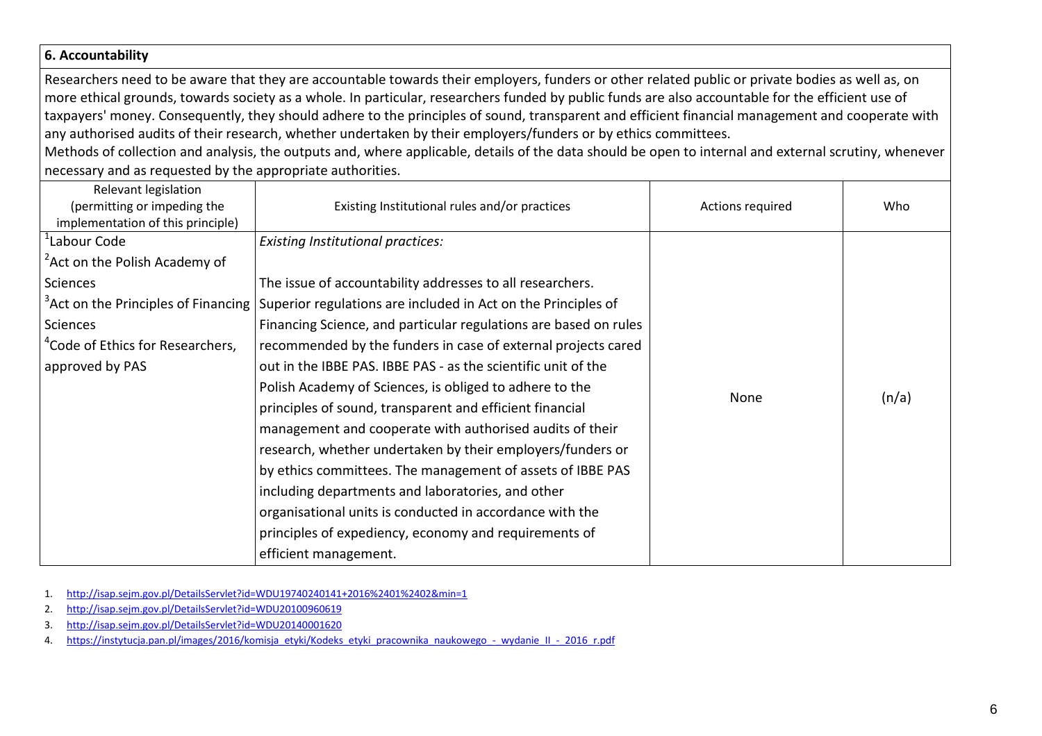## 6. Accountability

Researchers need to be aware that they are accountable towards their employers, funders or other related public or private bodies as well as, on more ethical grounds, towards society as a whole. In particular, researchers funded by public funds are also accountable for the efficient use of taxpayers' money. Consequently, they should adhere to the principles of sound, transparent and efficient financial management and cooperate with any authorised audits of their research, whether undertaken by their employers/funders or by ethics committees.
Methods of collection and analysis, the outputs and, where applicable, details of the data should be open to internal and external scrutiny, whenever necessary and as requested by the appropriate authorities.

| Relevant legislation (permitting or impeding the implementation of this principle) | Existing Institutional rules and/or practices | Actions required | Who |
|---|---|---|---|
| [1]Labour Code<br>[2]Act on the Polish Academy of Sciences<br>[3]Act on the Principles of Financing Sciences<br>[4]Code of Ethics for Researchers, approved by PAS | *Existing Institutional practices:*<br><br>The issue of accountability addresses to all researchers. Superior regulations are included in Act on the Principles of Financing Science, and particular regulations are based on rules recommended by the funders in case of external projects cared out in the IBBE PAS. IBBE PAS - as the scientific unit of the Polish Academy of Sciences, is obliged to adhere to the principles of sound, transparent and efficient financial management and cooperate with authorised audits of their research, whether undertaken by their employers/funders or by ethics committees. The management of assets of IBBE PAS including departments and laboratories, and other organisational units is conducted in accordance with the principles of expediency, economy and requirements of efficient management. | None | (n/a) |

1. http://isap.sejm.gov.pl/DetailsServlet?id=WDU19740240141+2016%2401%2402&min=1
2. http://isap.sejm.gov.pl/DetailsServlet?id=WDU20100960619
3. http://isap.sejm.gov.pl/DetailsServlet?id=WDU20140001620
4. https://instytucja.pan.pl/images/2016/komisja_etyki/Kodeks_etyki_pracownika_naukowego_-_wydanie_II_-_2016_r.pdf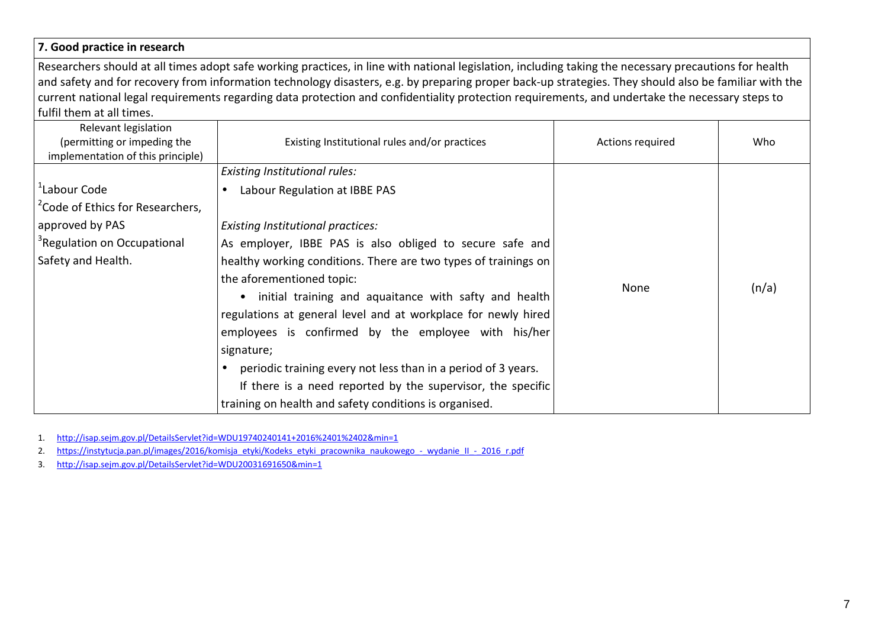| 7. Good practice in research | | | |
|---|---|---|---|
| Researchers should at all times adopt safe working practices, in line with national legislation, including taking the necessary precautions for health and safety and for recovery from information technology disasters, e.g. by preparing proper back-up strategies. They should also be familiar with the current national legal requirements regarding data protection and confidentiality protection requirements, and undertake the necessary steps to fulfil them at all times. | | | |
| Relevant legislation (permitting or impeding the implementation of this principle) | Existing Institutional rules and/or practices | Actions required | Who |
| [1]Labour Code<br>[2]Code of Ethics for Researchers, approved by PAS<br>[3]Regulation on Occupational Safety and Health. | *Existing Institutional rules:*<br>• Labour Regulation at IBBE PAS<br><br>*Existing Institutional practices:*<br>As employer, IBBE PAS is also obliged to secure safe and healthy working conditions. There are two types of trainings on the aforementioned topic:<br>• initial training and aquaitance with safty and health regulations at general level and at workplace for newly hired employees is confirmed by the employee with his/her signature;<br>• periodic training every not less than in a period of 3 years.<br>If there is a need reported by the supervisor, the specific training on health and safety conditions is organised. | None | (n/a) |

1. http://isap.sejm.gov.pl/DetailsServlet?id=WDU19740240141+2016%2401%2402&min=1
2. https://instytucja.pan.pl/images/2016/komisja_etyki/Kodeks_etyki_pracownika_naukowego_-_wydanie_II_-_2016_r.pdf
3. http://isap.sejm.gov.pl/DetailsServlet?id=WDU20031691650&min=1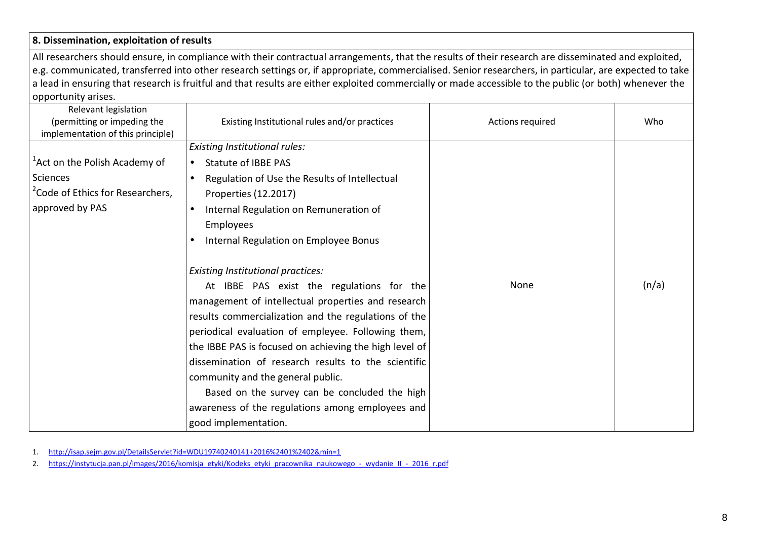**8. Dissemination, exploitation of results**

All researchers should ensure, in compliance with their contractual arrangements, that the results of their research are disseminated and exploited, e.g. communicated, transferred into other research settings or, if appropriate, commercialised. Senior researchers, in particular, are expected to take a lead in ensuring that research is fruitful and that results are either exploited commercially or made accessible to the public (or both) whenever the opportunity arises.

| Relevant legislation (permitting or impeding the implementation of this principle) | Existing Institutional rules and/or practices | Actions required | Who |
|---|---|---|---|
| [1]Act on the Polish Academy of Sciences<br>[2]Code of Ethics for Researchers, approved by PAS | *Existing Institutional rules:*<br>• Statute of IBBE PAS<br>• Regulation of Use the Results of Intellectual Properties (12.2017)<br>• Internal Regulation on Remuneration of Employees<br>• Internal Regulation on Employee Bonus<br><br>*Existing Institutional practices:*<br>At IBBE PAS exist the regulations for the management of intellectual properties and research results commercialization and the regulations of the periodical evaluation of empleyee. Following them, the IBBE PAS is focused on achieving the high level of dissemination of research results to the scientific community and the general public.<br>Based on the survey can be concluded the high awareness of the regulations among employees and good implementation. | None | (n/a) |

1. http://isap.sejm.gov.pl/DetailsServlet?id=WDU19740240141+2016%2401%2402&min=1
2. https://instytucja.pan.pl/images/2016/komisja_etyki/Kodeks_etyki_pracownika_naukowego_-_wydanie_II_-_2016_r.pdf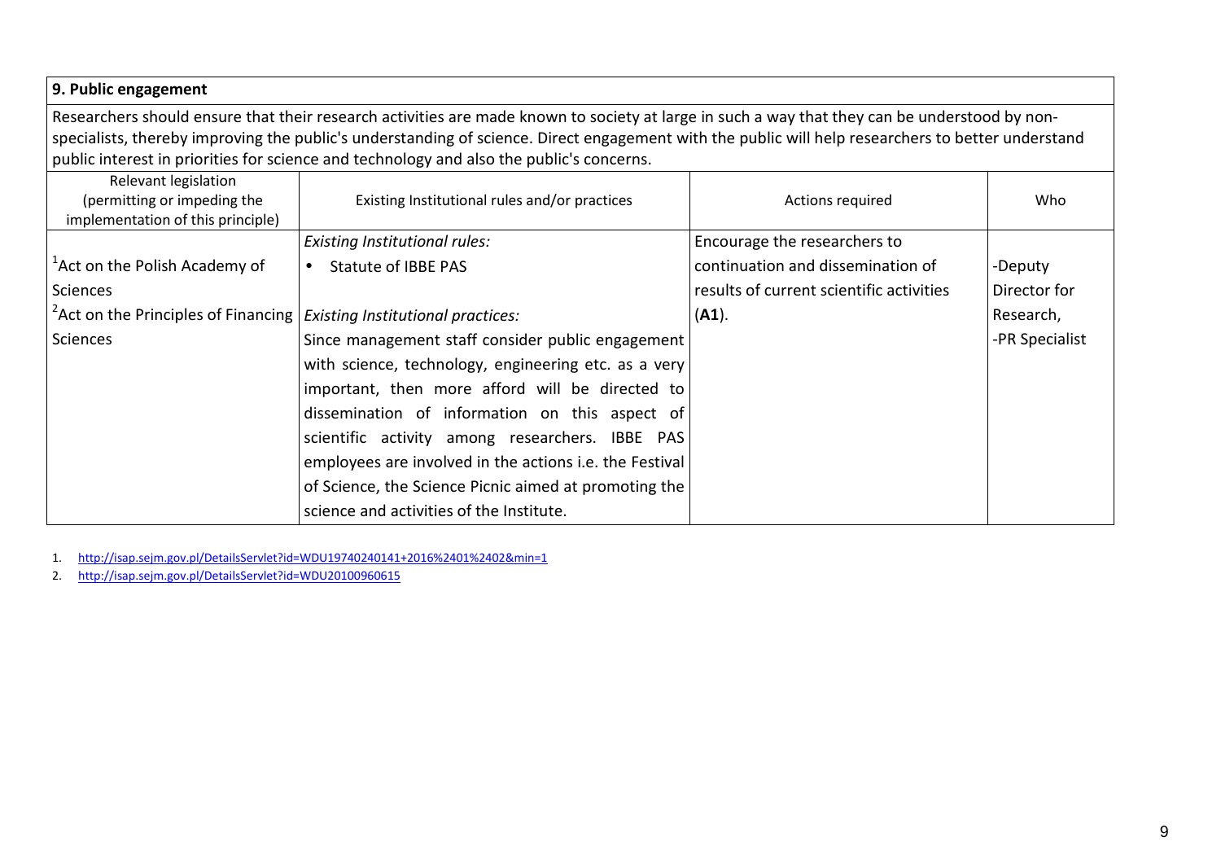## 9. Public engagement

Researchers should ensure that their research activities are made known to society at large in such a way that they can be understood by non-specialists, thereby improving the public's understanding of science. Direct engagement with the public will help researchers to better understand public interest in priorities for science and technology and also the public's concerns.

| Relevant legislation (permitting or impeding the implementation of this principle) | Existing Institutional rules and/or practices | Actions required | Who |
|---|---|---|---|
| [1]Act on the Polish Academy of Sciences<br>[2]Act on the Principles of Financing Sciences | *Existing Institutional rules:*<br>• Statute of IBBE PAS<br><br>*Existing Institutional practices:*<br>Since management staff consider public engagement with science, technology, engineering etc. as a very important, then more afford will be directed to dissemination of information on this aspect of scientific activity among researchers. IBBE PAS employees are involved in the actions i.e. the Festival of Science, the Science Picnic aimed at promoting the science and activities of the Institute. | Encourage the researchers to continuation and dissemination of results of current scientific activities (**A1**). | -Deputy Director for Research,<br>-PR Specialist |

1. http://isap.sejm.gov.pl/DetailsServlet?id=WDU19740240141+2016%2401%2402&min=1
2. http://isap.sejm.gov.pl/DetailsServlet?id=WDU20100960615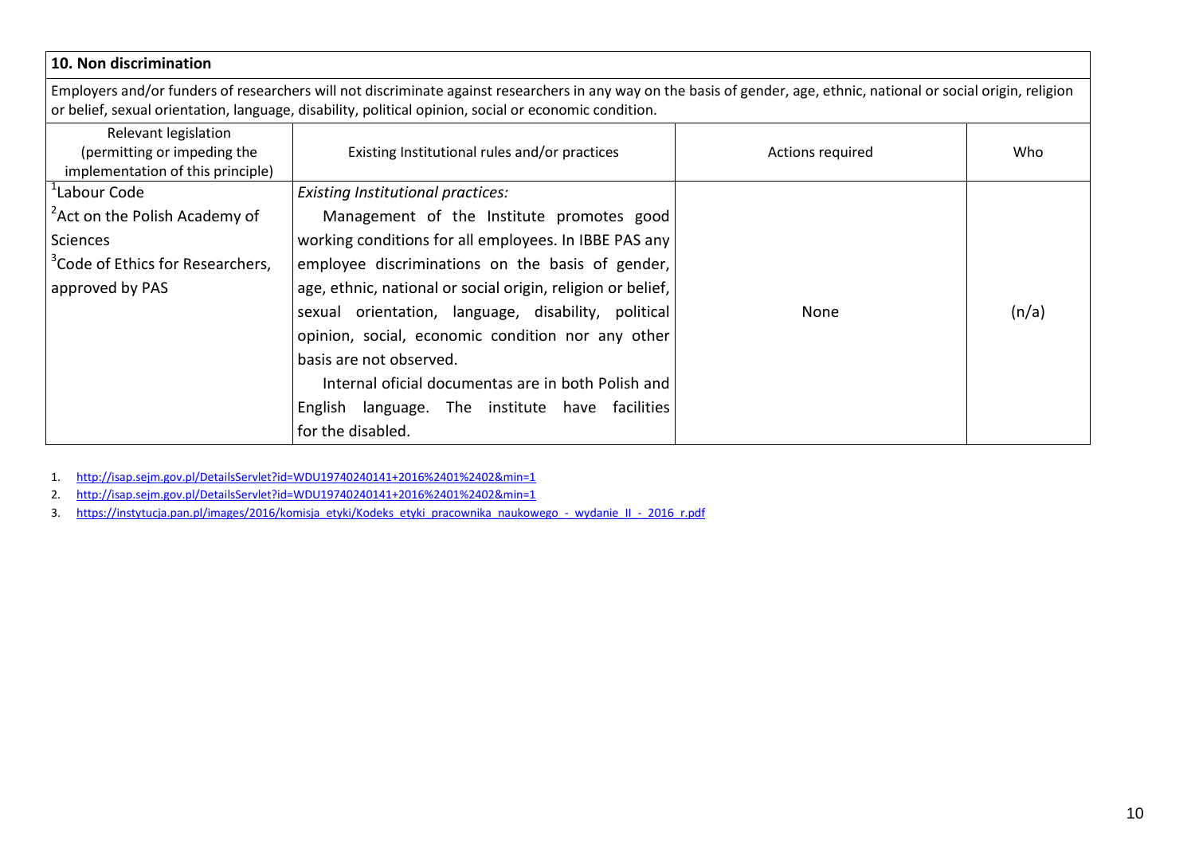**10. Non discrimination**

Employers and/or funders of researchers will not discriminate against researchers in any way on the basis of gender, age, ethnic, national or social origin, religion or belief, sexual orientation, language, disability, political opinion, social or economic condition.

| Relevant legislation (permitting or impeding the implementation of this principle) | Existing Institutional rules and/or practices | Actions required | Who |
|---|---|---|---|
| [1]Labour Code<br>[2]Act on the Polish Academy of Sciences<br>[3]Code of Ethics for Researchers, approved by PAS | *Existing Institutional practices:*<br>Management of the Institute promotes good working conditions for all employees. In IBBE PAS any employee discriminations on the basis of gender, age, ethnic, national or social origin, religion or belief, sexual orientation, language, disability, political opinion, social, economic condition nor any other basis are not observed.<br>Internal oficial documentas are in both Polish and English language. The institute have facilities for the disabled. | None | (n/a) |

1. http://isap.sejm.gov.pl/DetailsServlet?id=WDU19740240141+2016%2401%2402&min=1
2. http://isap.sejm.gov.pl/DetailsServlet?id=WDU19740240141+2016%2401%2402&min=1
3. https://instytucja.pan.pl/images/2016/komisja_etyki/Kodeks_etyki_pracownika_naukowego_-_wydanie_II_-_2016_r.pdf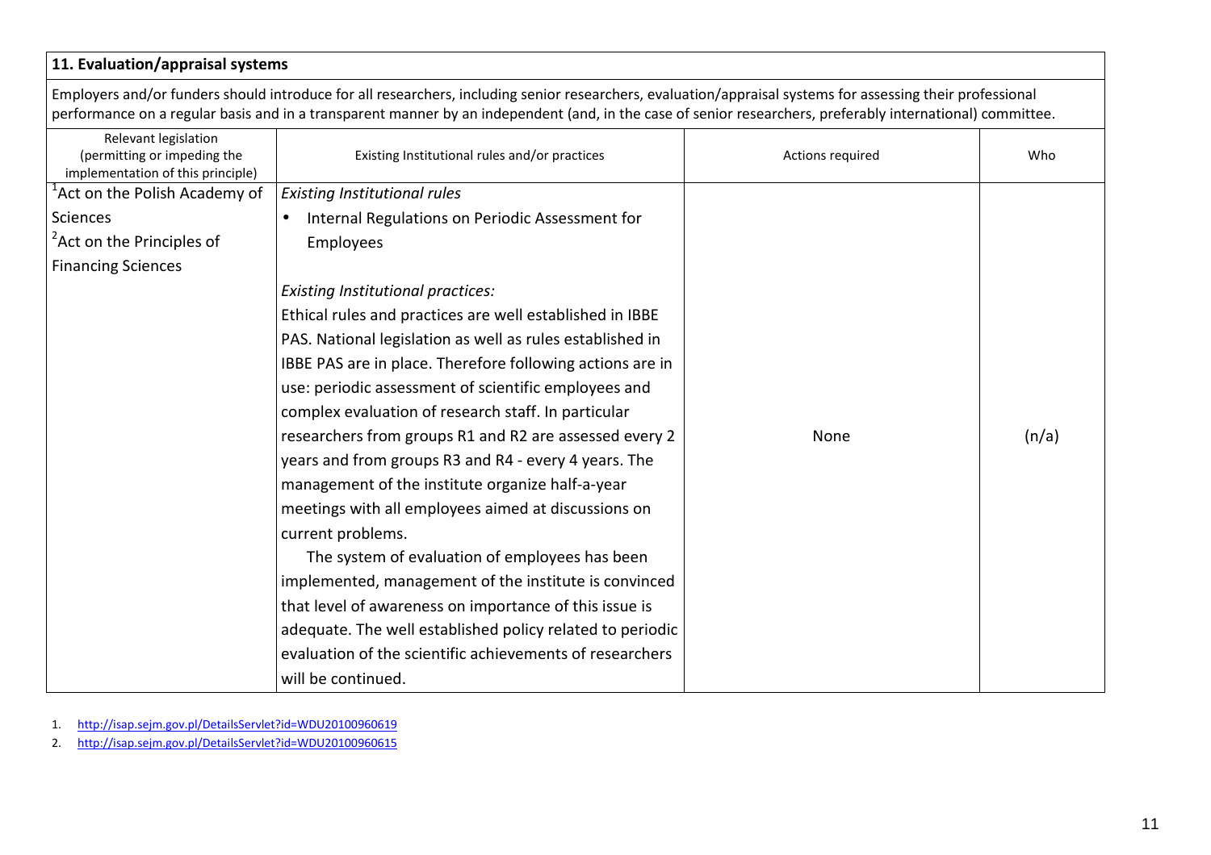| **11. Evaluation/appraisal systems** | | | |
|---|---|---|---|
| Employers and/or funders should introduce for all researchers, including senior researchers, evaluation/appraisal systems for assessing their professional performance on a regular basis and in a transparent manner by an independent (and, in the case of senior researchers, preferably international) committee. | | | |
| Relevant legislation (permitting or impeding the implementation of this principle) | Existing Institutional rules and/or practices | Actions required | Who |
| [1]Act on the Polish Academy of Sciences<br>[2]Act on the Principles of Financing Sciences | *Existing Institutional rules*<br>• Internal Regulations on Periodic Assessment for Employees<br><br>*Existing Institutional practices:*<br>Ethical rules and practices are well established in IBBE PAS. National legislation as well as rules established in IBBE PAS are in place. Therefore following actions are in use: periodic assessment of scientific employees and complex evaluation of research staff. In particular researchers from groups R1 and R2 are assessed every 2 years and from groups R3 and R4 - every 4 years. The management of the institute organize half-a-year meetings with all employees aimed at discussions on current problems.<br>The system of evaluation of employees has been implemented, management of the institute is convinced that level of awareness on importance of this issue is adequate. The well established policy related to periodic evaluation of the scientific achievements of researchers will be continued. | None | (n/a) |

1. http://isap.sejm.gov.pl/DetailsServlet?id=WDU20100960619
2. http://isap.sejm.gov.pl/DetailsServlet?id=WDU20100960615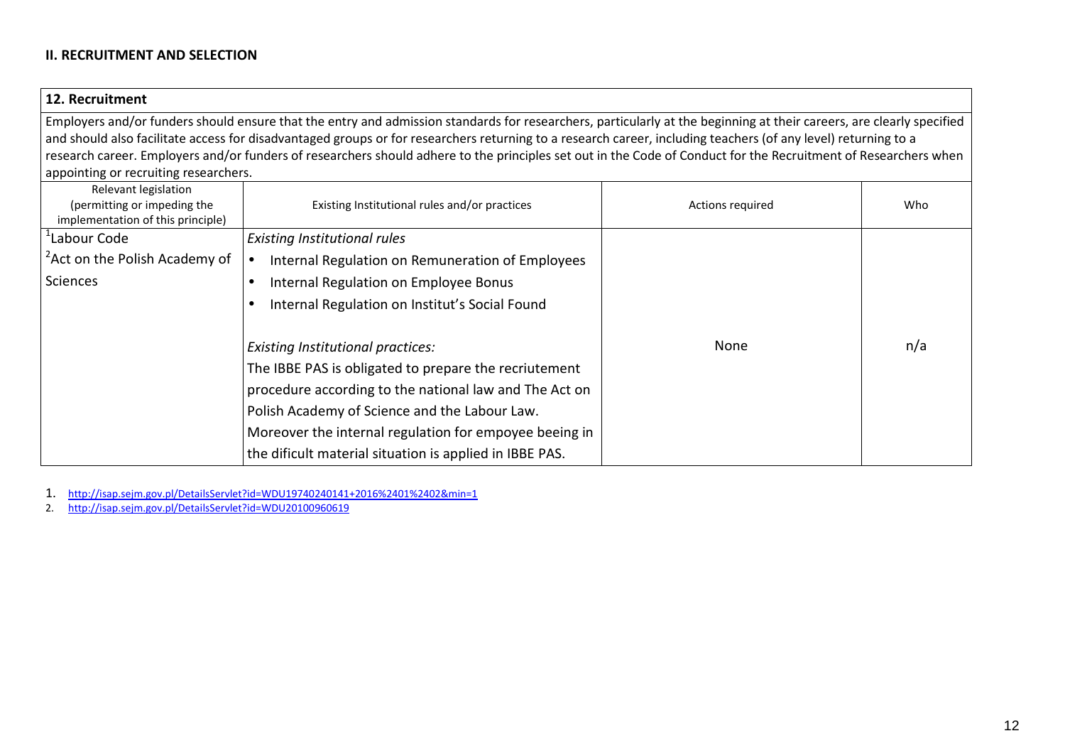## II. RECRUITMENT AND SELECTION

| 12. Recruitment | | | |
|---|---|---|---|
| Employers and/or funders should ensure that the entry and admission standards for researchers, particularly at the beginning at their careers, are clearly specified and should also facilitate access for disadvantaged groups or for researchers returning to a research career, including teachers (of any level) returning to a research career. Employers and/or funders of researchers should adhere to the principles set out in the Code of Conduct for the Recruitment of Researchers when appointing or recruiting researchers. | | | |
| Relevant legislation (permitting or impeding the implementation of this principle) | Existing Institutional rules and/or practices | Actions required | Who |
| [1]Labour Code<br>[2]Act on the Polish Academy of Sciences | *Existing Institutional rules*<br>• Internal Regulation on Remuneration of Employees<br>• Internal Regulation on Employee Bonus<br>• Internal Regulation on Institut's Social Found<br><br>*Existing Institutional practices:*<br>The IBBE PAS is obligated to prepare the recriutement procedure according to the national law and The Act on Polish Academy of Science and the Labour Law. Moreover the internal regulation for empoyee beeing in the dificult material situation is applied in IBBE PAS. | None | n/a |

1. http://isap.sejm.gov.pl/DetailsServlet?id=WDU19740240141+2016%2401%2402&min=1
2. http://isap.sejm.gov.pl/DetailsServlet?id=WDU20100960619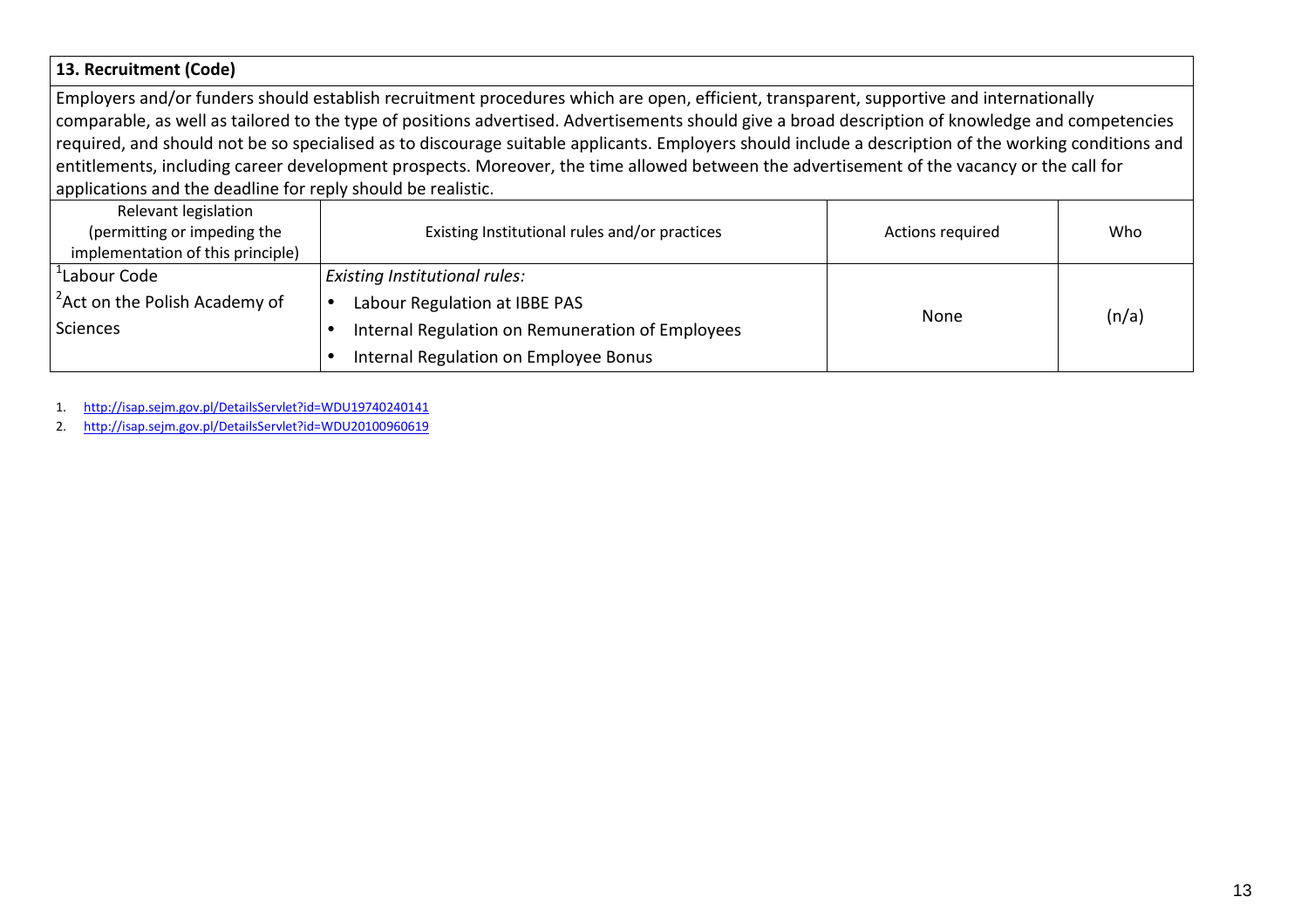| **13. Recruitment (Code)** | | | |
|---|---|---|---|
| Employers and/or funders should establish recruitment procedures which are open, efficient, transparent, supportive and internationally comparable, as well as tailored to the type of positions advertised. Advertisements should give a broad description of knowledge and competencies required, and should not be so specialised as to discourage suitable applicants. Employers should include a description of the working conditions and entitlements, including career development prospects. Moreover, the time allowed between the advertisement of the vacancy or the call for applications and the deadline for reply should be realistic. | | | |
| Relevant legislation (permitting or impeding the implementation of this principle) | Existing Institutional rules and/or practices | Actions required | Who |
| [1]Labour Code<br>[2]Act on the Polish Academy of Sciences | *Existing Institutional rules:*<br>• Labour Regulation at IBBE PAS<br>• Internal Regulation on Remuneration of Employees<br>• Internal Regulation on Employee Bonus | None | (n/a) |

1. http://isap.sejm.gov.pl/DetailsServlet?id=WDU19740240141
2. http://isap.sejm.gov.pl/DetailsServlet?id=WDU20100960619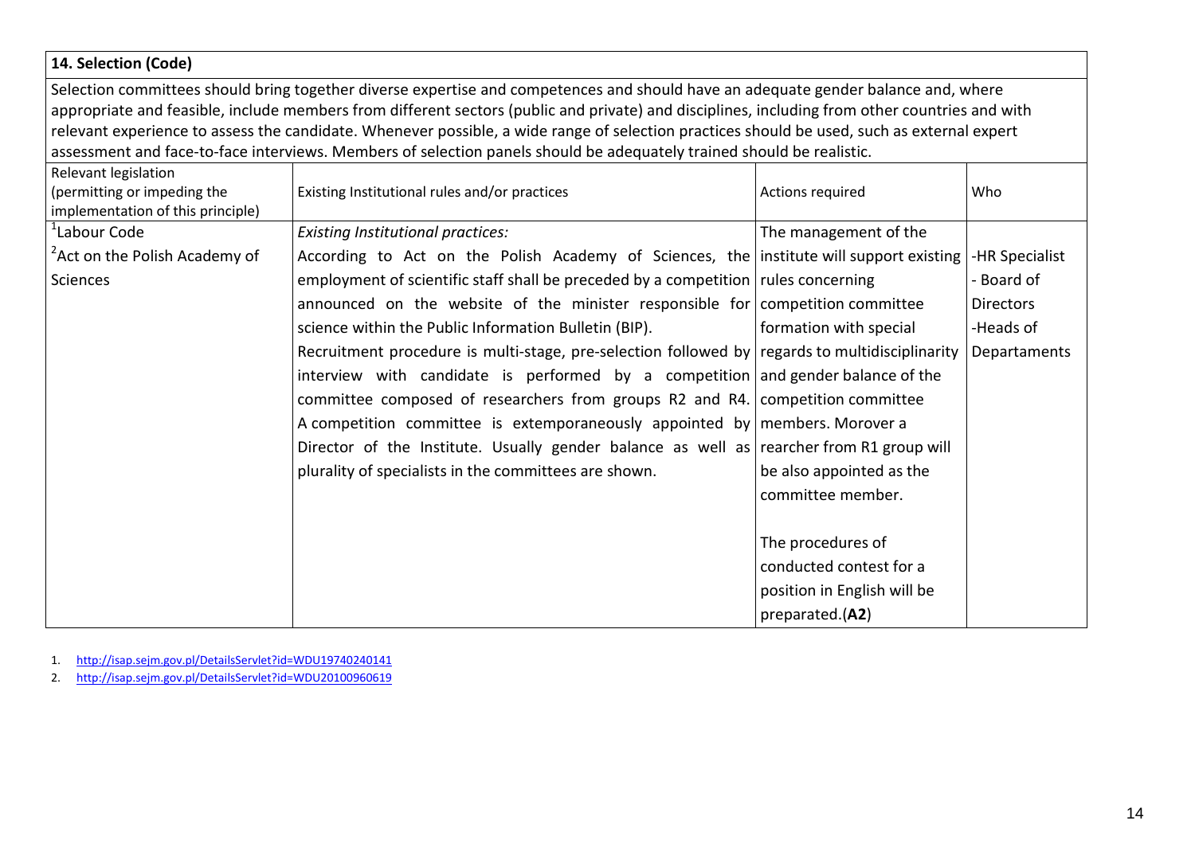| 14. Selection (Code) | | | |
|---|---|---|---|
| Selection committees should bring together diverse expertise and competences and should have an adequate gender balance and, where appropriate and feasible, include members from different sectors (public and private) and disciplines, including from other countries and with relevant experience to assess the candidate. Whenever possible, a wide range of selection practices should be used, such as external expert assessment and face-to-face interviews. Members of selection panels should be adequately trained should be realistic. | | | |
| Relevant legislation (permitting or impeding the implementation of this principle) | Existing Institutional rules and/or practices | Actions required | Who |
| [1]Labour Code<br>[2]Act on the Polish Academy of Sciences | *Existing Institutional practices:*<br>According to Act on the Polish Academy of Sciences, the employment of scientific staff shall be preceded by a competition announced on the website of the minister responsible for science within the Public Information Bulletin (BIP).<br>Recruitment procedure is multi-stage, pre-selection followed by interview with candidate is performed by a competition committee composed of researchers from groups R2 and R4. A competition committee is extemporaneously appointed by Director of the Institute. Usually gender balance as well as plurality of specialists in the committees are shown. | The management of the institute will support existing rules concerning competition committee formation with special regards to multidisciplinarity and gender balance of the competition committee members. Morover a rearcher from R1 group will be also appointed as the committee member.<br><br>The procedures of conducted contest for a position in English will be prepared.(**A2**) | -HR Specialist<br>- Board of Directors<br>-Heads of Departaments |

1. http://isap.sejm.gov.pl/DetailsServlet?id=WDU19740240141
2. http://isap.sejm.gov.pl/DetailsServlet?id=WDU20100960619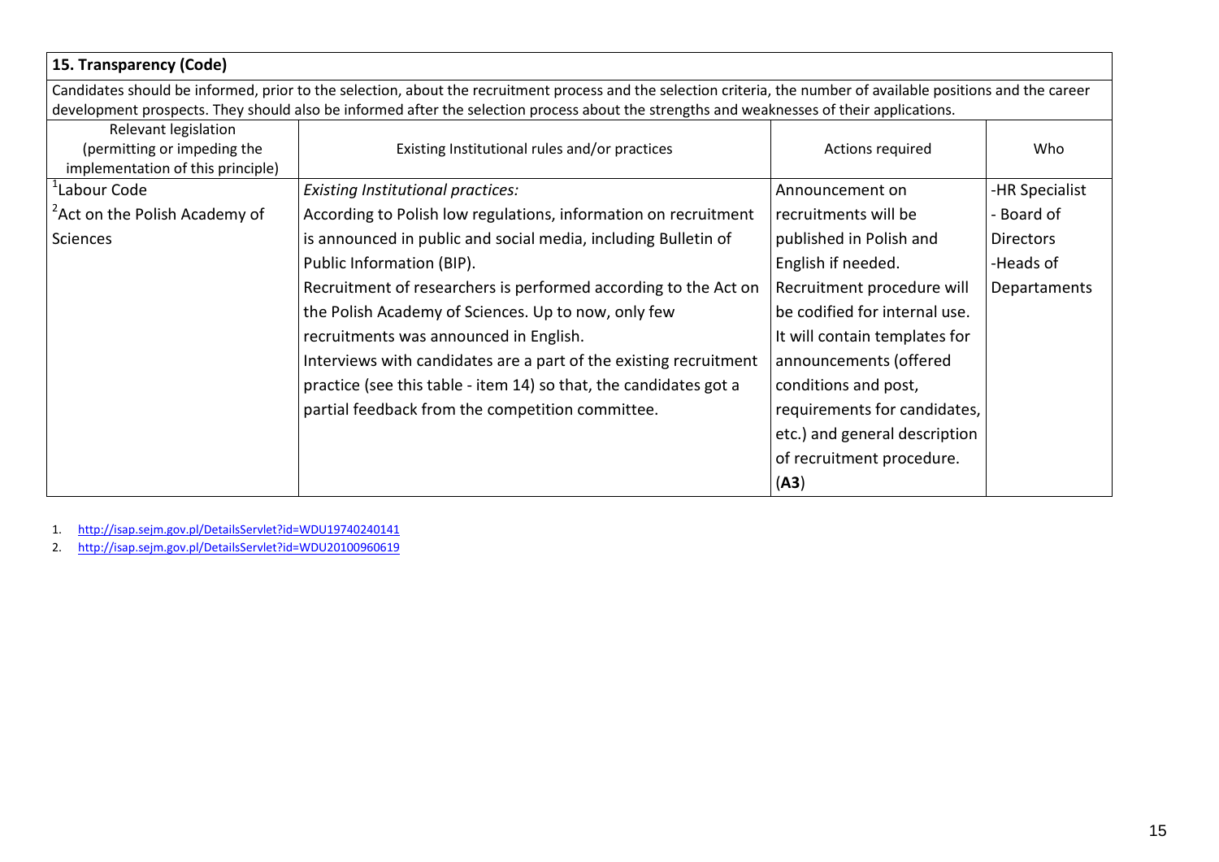| **15. Transparency (Code)** | | | |
|---|---|---|---|
| Candidates should be informed, prior to the selection, about the recruitment process and the selection criteria, the number of available positions and the career development prospects. They should also be informed after the selection process about the strengths and weaknesses of their applications. | | | |
| Relevant legislation (permitting or impeding the implementation of this principle) | Existing Institutional rules and/or practices | Actions required | Who |
| [1]Labour Code<br>[2]Act on the Polish Academy of Sciences | *Existing Institutional practices:*<br>According to Polish low regulations, information on recruitment is announced in public and social media, including Bulletin of Public Information (BIP).<br>Recruitment of researchers is performed according to the Act on the Polish Academy of Sciences. Up to now, only few recruitments was announced in English.<br>Interviews with candidates are a part of the existing recruitment practice (see this table - item 14) so that, the candidates got a partial feedback from the competition committee. | Announcement on recruitments will be published in Polish and English if needed.<br>Recruitment procedure will be codified for internal use. It will contain templates for announcements (offered conditions and post, requirements for candidates, etc.) and general description of recruitment procedure. (**A3**) | -HR Specialist<br>- Board of Directors<br>-Heads of Departaments |

1. http://isap.sejm.gov.pl/DetailsServlet?id=WDU19740240141
2. http://isap.sejm.gov.pl/DetailsServlet?id=WDU20100960619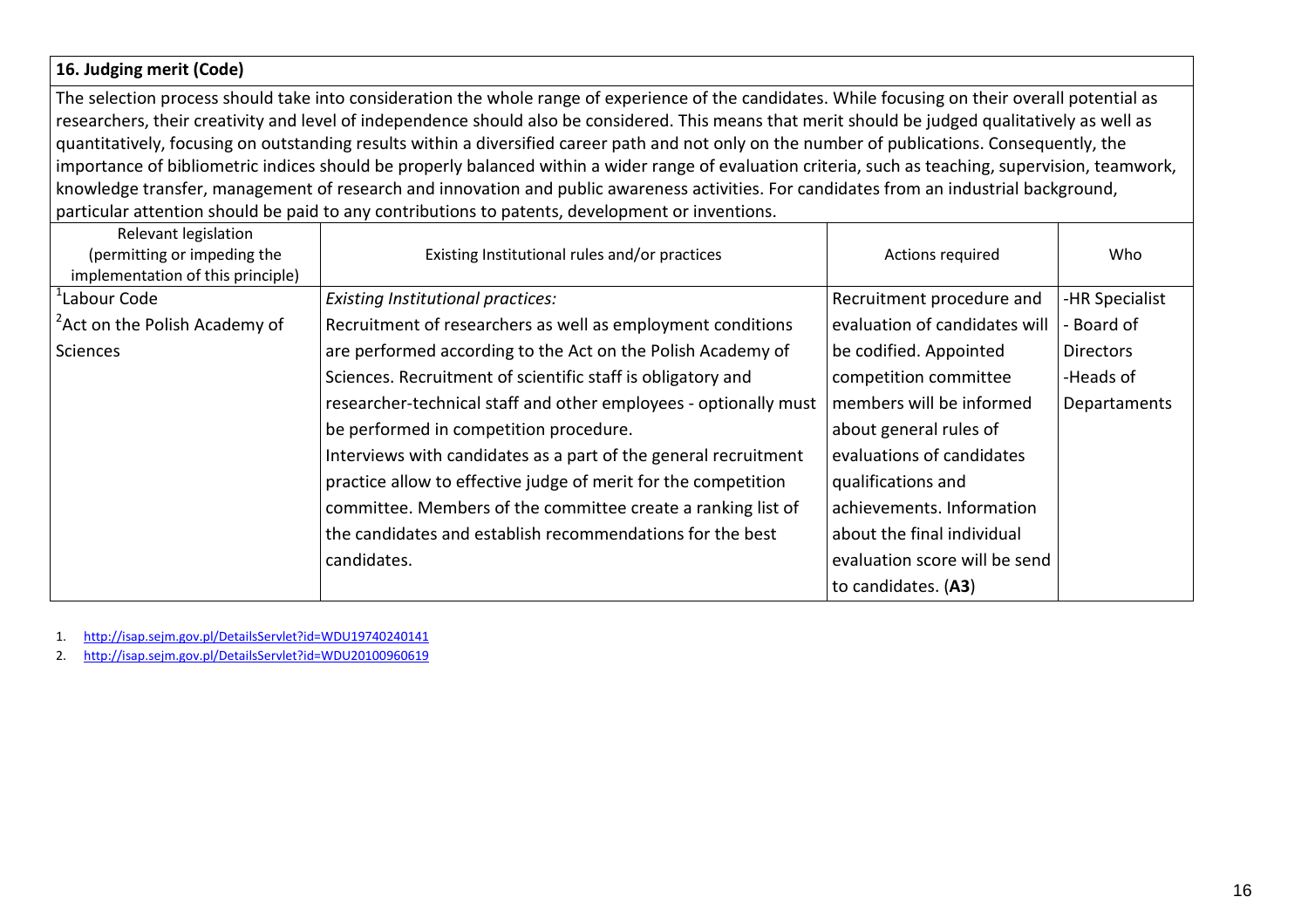**16. Judging merit (Code)**

The selection process should take into consideration the whole range of experience of the candidates. While focusing on their overall potential as researchers, their creativity and level of independence should also be considered. This means that merit should be judged qualitatively as well as quantitatively, focusing on outstanding results within a diversified career path and not only on the number of publications. Consequently, the importance of bibliometric indices should be properly balanced within a wider range of evaluation criteria, such as teaching, supervision, teamwork, knowledge transfer, management of research and innovation and public awareness activities. For candidates from an industrial background, particular attention should be paid to any contributions to patents, development or inventions.

| Relevant legislation (permitting or impeding the implementation of this principle) | Existing Institutional rules and/or practices | Actions required | Who |
|---|---|---|---|
| [1]Labour Code<br>[2]Act on the Polish Academy of Sciences | *Existing Institutional practices:*<br>Recruitment of researchers as well as employment conditions are performed according to the Act on the Polish Academy of Sciences. Recruitment of scientific staff is obligatory and researcher-technical staff and other employees - optionally must be performed in competition procedure.<br>Interviews with candidates as a part of the general recruitment practice allow to effective judge of merit for the competition committee. Members of the committee create a ranking list of the candidates and establish recommendations for the best candidates. | Recruitment procedure and evaluation of candidates will be codified. Appointed competition committee members will be informed about general rules of evaluations of candidates qualifications and achievements. Information about the final individual evaluation score will be send to candidates. (**A3**) | -HR Specialist<br>- Board of Directors<br>-Heads of Departaments |

1. http://isap.sejm.gov.pl/DetailsServlet?id=WDU19740240141
2. http://isap.sejm.gov.pl/DetailsServlet?id=WDU20100960619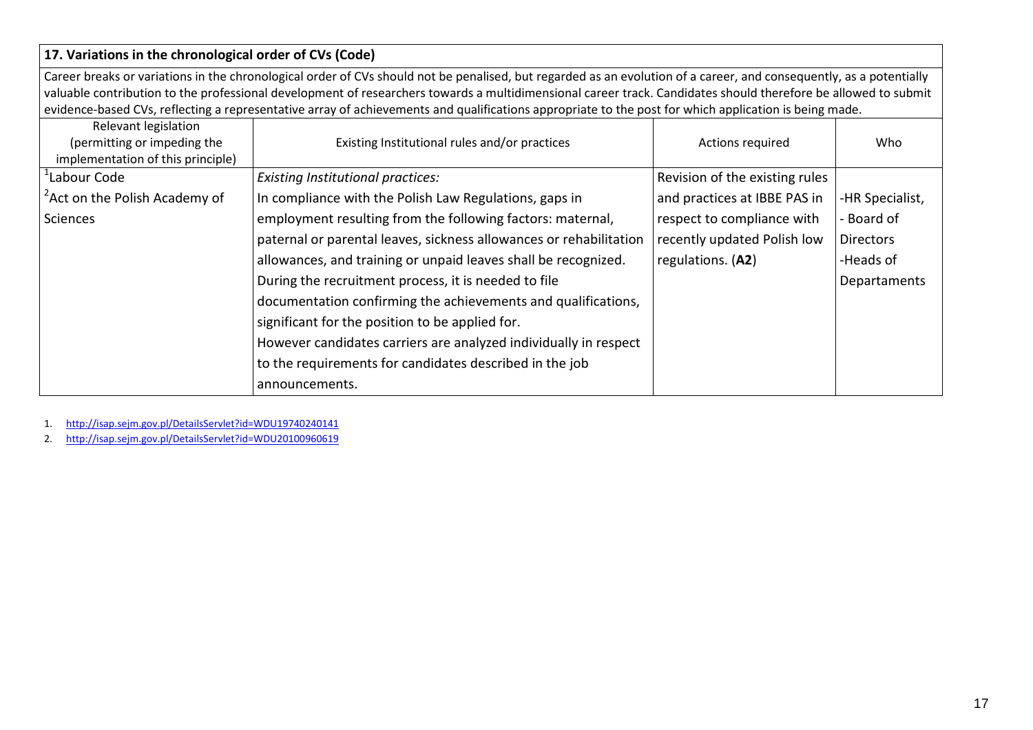| **17. Variations in the chronological order of CVs (Code)** | | | |
|---|---|---|---|
| Career breaks or variations in the chronological order of CVs should not be penalised, but regarded as an evolution of a career, and consequently, as a potentially valuable contribution to the professional development of researchers towards a multidimensional career track. Candidates should therefore be allowed to submit evidence-based CVs, reflecting a representative array of achievements and qualifications appropriate to the post for which application is being made. | | | |
| Relevant legislation (permitting or impeding the implementation of this principle) | Existing Institutional rules and/or practices | Actions required | Who |
| [1]Labour Code<br>[2]Act on the Polish Academy of Sciences | *Existing Institutional practices:*<br>In compliance with the Polish Law Regulations, gaps in employment resulting from the following factors: maternal, paternal or parental leaves, sickness allowances or rehabilitation allowances, and training or unpaid leaves shall be recognized. During the recruitment process, it is needed to file documentation confirming the achievements and qualifications, significant for the position to be applied for.<br>However candidates carriers are analyzed individually in respect to the requirements for candidates described in the job announcements. | Revision of the existing rules and practices at IBBE PAS in respect to compliance with recently updated Polish low regulations. (**A2**) | -HR Specialist,<br>- Board of Directors<br>-Heads of Departaments |

1. http://isap.sejm.gov.pl/DetailsServlet?id=WDU19740240141
2. http://isap.sejm.gov.pl/DetailsServlet?id=WDU20100960619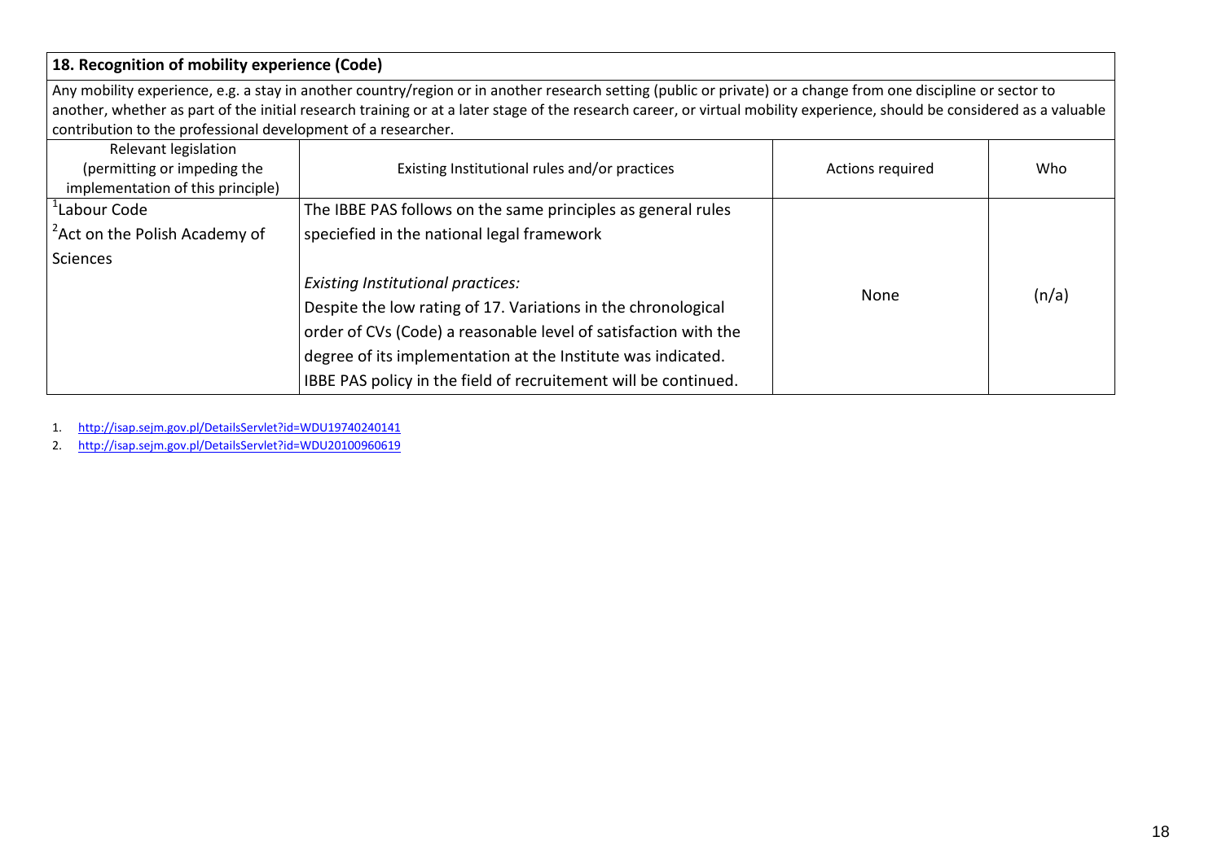| 18. Recognition of mobility experience (Code) | | | |
|---|---|---|---|
| Any mobility experience, e.g. a stay in another country/region or in another research setting (public or private) or a change from one discipline or sector to another, whether as part of the initial research training or at a later stage of the research career, or virtual mobility experience, should be considered as a valuable contribution to the professional development of a researcher. | | | |
| Relevant legislation (permitting or impeding the implementation of this principle) | Existing Institutional rules and/or practices | Actions required | Who |
| [1]Labour Code<br>[2]Act on the Polish Academy of Sciences | The IBBE PAS follows on the same principles as general rules speciefied in the national legal framework<br><br>*Existing Institutional practices:*<br>Despite the low rating of 17. Variations in the chronological order of CVs (Code) a reasonable level of satisfaction with the degree of its implementation at the Institute was indicated. IBBE PAS policy in the field of recruitement will be continued. | None | (n/a) |

1. http://isap.sejm.gov.pl/DetailsServlet?id=WDU19740240141
2. http://isap.sejm.gov.pl/DetailsServlet?id=WDU20100960619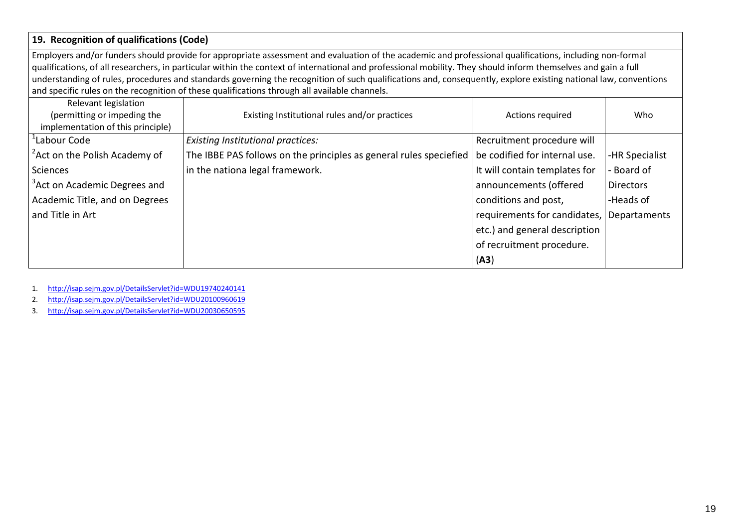| **19. Recognition of qualifications (Code)** | | | |
|---|---|---|---|
| Employers and/or funders should provide for appropriate assessment and evaluation of the academic and professional qualifications, including non-formal qualifications, of all researchers, in particular within the context of international and professional mobility. They should inform themselves and gain a full understanding of rules, procedures and standards governing the recognition of such qualifications and, consequently, explore existing national law, conventions and specific rules on the recognition of these qualifications through all available channels. | | | |
| Relevant legislation (permitting or impeding the implementation of this principle) | Existing Institutional rules and/or practices | Actions required | Who |
| [1]Labour Code<br>[2]Act on the Polish Academy of Sciences<br>[3]Act on Academic Degrees and Academic Title, and on Degrees and Title in Art | *Existing Institutional practices:*<br>The IBBE PAS follows on the principles as general rules speciefied in the nationa legal framework. | Recruitment procedure will be codified for internal use. It will contain templates for announcements (offered conditions and post, requirements for candidates, etc.) and general description of recruitment procedure. (**A3**) | -HR Specialist<br>- Board of Directors<br>-Heads of Departaments |

1. http://isap.sejm.gov.pl/DetailsServlet?id=WDU19740240141
2. http://isap.sejm.gov.pl/DetailsServlet?id=WDU20100960619
3. http://isap.sejm.gov.pl/DetailsServlet?id=WDU20030650595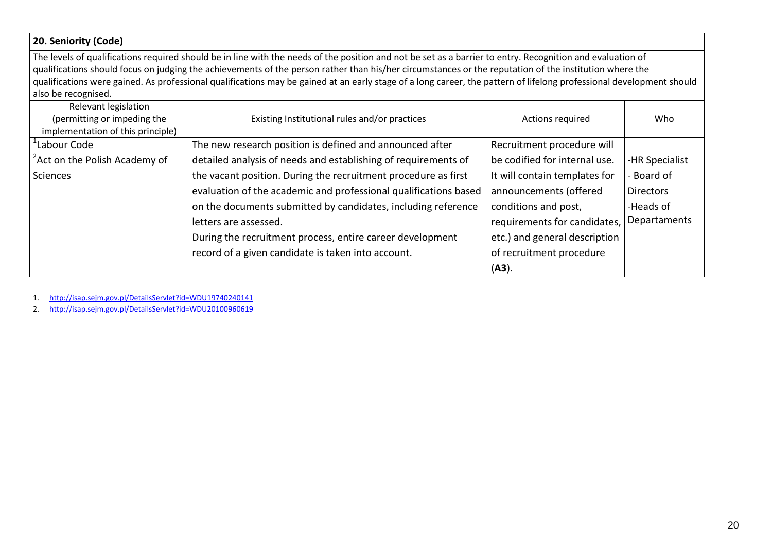**20. Seniority (Code)**

The levels of qualifications required should be in line with the needs of the position and not be set as a barrier to entry. Recognition and evaluation of qualifications should focus on judging the achievements of the person rather than his/her circumstances or the reputation of the institution where the qualifications were gained. As professional qualifications may be gained at an early stage of a long career, the pattern of lifelong professional development should also be recognised.

| Relevant legislation (permitting or impeding the implementation of this principle) | Existing Institutional rules and/or practices | Actions required | Who |
|---|---|---|---|
| [1]Labour Code<br>[2]Act on the Polish Academy of Sciences | The new research position is defined and announced after detailed analysis of needs and establishing of requirements of the vacant position. During the recruitment procedure as first evaluation of the academic and professional qualifications based on the documents submitted by candidates, including reference letters are assessed.<br>During the recruitment process, entire career development record of a given candidate is taken into account. | Recruitment procedure will be codified for internal use. It will contain templates for announcements (offered conditions and post, requirements for candidates, etc.) and general description of recruitment procedure (**A3**). | -HR Specialist<br>- Board of Directors<br>-Heads of Departaments |

1. http://isap.sejm.gov.pl/DetailsServlet?id=WDU19740240141
2. http://isap.sejm.gov.pl/DetailsServlet?id=WDU20100960619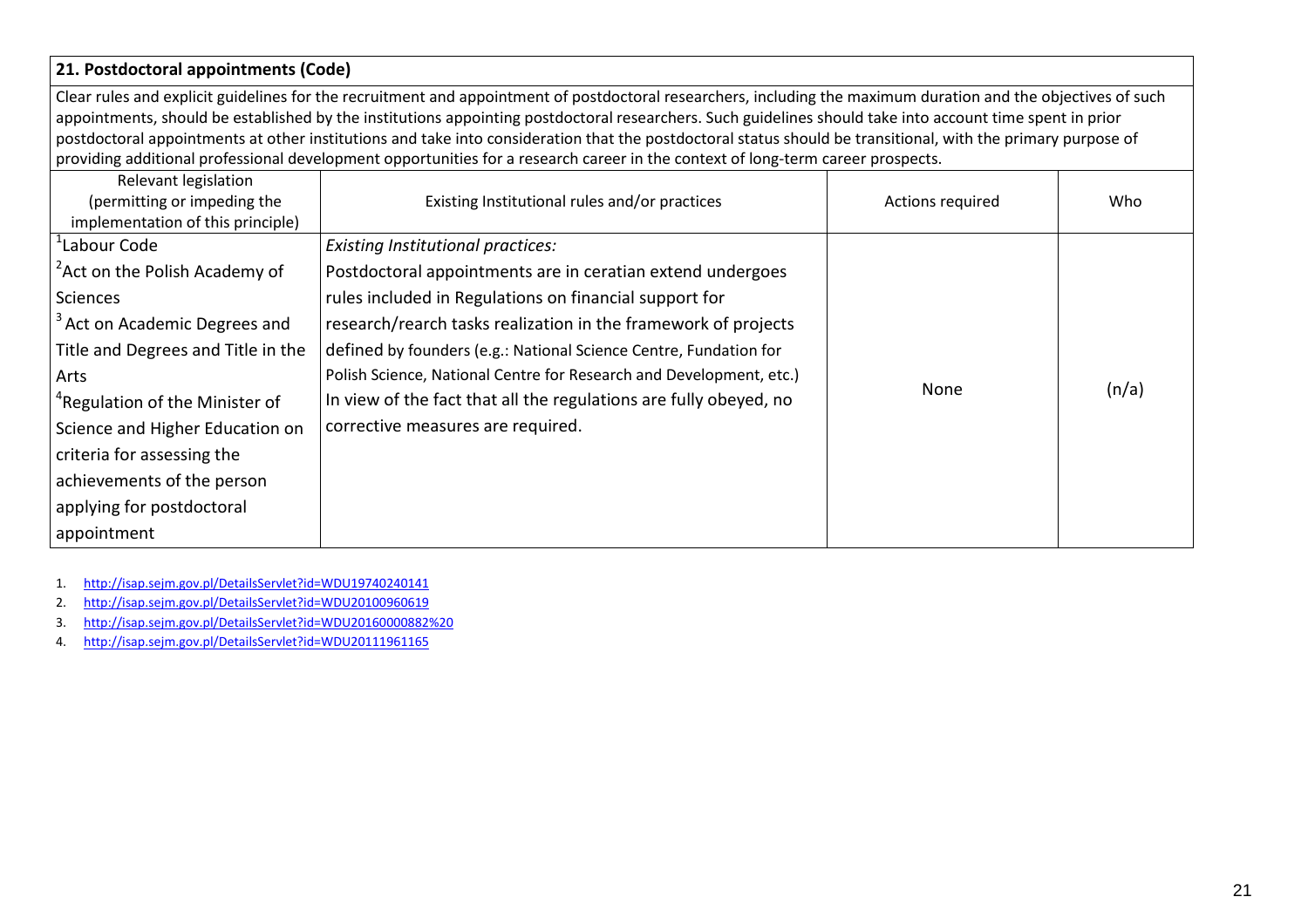## 21. Postdoctoral appointments (Code)

Clear rules and explicit guidelines for the recruitment and appointment of postdoctoral researchers, including the maximum duration and the objectives of such appointments, should be established by the institutions appointing postdoctoral researchers. Such guidelines should take into account time spent in prior postdoctoral appointments at other institutions and take into consideration that the postdoctoral status should be transitional, with the primary purpose of providing additional professional development opportunities for a research career in the context of long-term career prospects.

| Relevant legislation (permitting or impeding the implementation of this principle) | Existing Institutional rules and/or practices | Actions required | Who |
|---|---|---|---|
| [1]Labour Code<br>[2]Act on the Polish Academy of Sciences<br>[3] Act on Academic Degrees and Title and Degrees and Title in the Arts<br>[4]Regulation of the Minister of Science and Higher Education on criteria for assessing the achievements of the person applying for postdoctoral appointment | *Existing Institutional practices:*<br>Postdoctoral appointments are in ceratian extend undergoes rules included in Regulations on financial support for research/rearch tasks realization in the framework of projects defined by founders (e.g.: National Science Centre, Fundation for Polish Science, National Centre for Research and Development, etc.) In view of the fact that all the regulations are fully obeyed, no corrective measures are required. | None | (n/a) |

1. http://isap.sejm.gov.pl/DetailsServlet?id=WDU19740240141
2. http://isap.sejm.gov.pl/DetailsServlet?id=WDU20100960619
3. http://isap.sejm.gov.pl/DetailsServlet?id=WDU20160000882%20
4. http://isap.sejm.gov.pl/DetailsServlet?id=WDU20111961165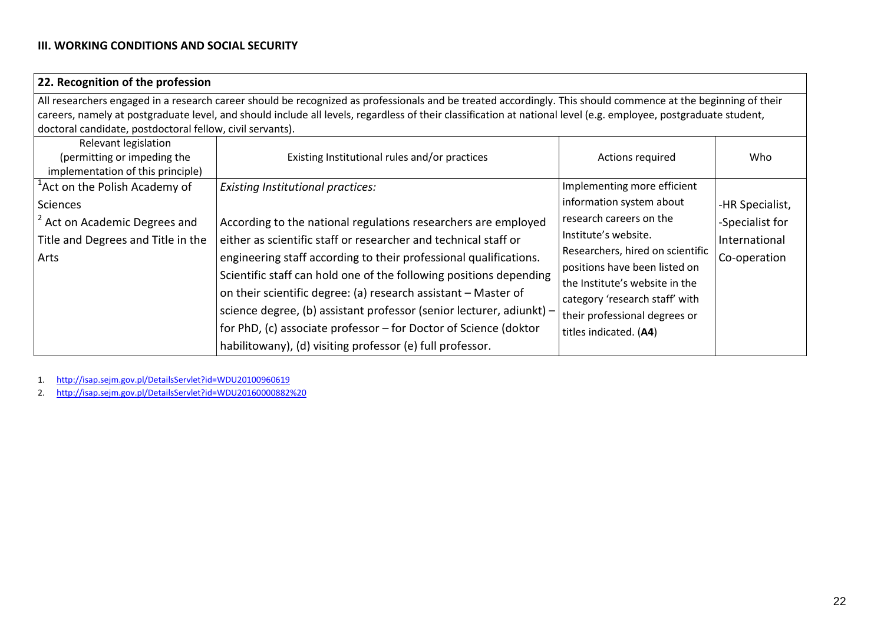### III. WORKING CONDITIONS AND SOCIAL SECURITY

| 22. Recognition of the profession | | | |
|---|---|---|---|
| All researchers engaged in a research career should be recognized as professionals and be treated accordingly. This should commence at the beginning of their careers, namely at postgraduate level, and should include all levels, regardless of their classification at national level (e.g. employee, postgraduate student, doctoral candidate, postdoctoral fellow, civil servants). | | | |
| Relevant legislation (permitting or impeding the implementation of this principle) | Existing Institutional rules and/or practices | Actions required | Who |
| [1]Act on the Polish Academy of Sciences<br>[2] Act on Academic Degrees and Title and Degrees and Title in the Arts | *Existing Institutional practices:*<br><br>According to the national regulations researchers are employed either as scientific staff or researcher and technical staff or engineering staff according to their professional qualifications. Scientific staff can hold one of the following positions depending on their scientific degree: (a) research assistant – Master of science degree, (b) assistant professor (senior lecturer, adiunkt) – for PhD, (c) associate professor – for Doctor of Science (doktor habilitowany), (d) visiting professor (e) full professor. | Implementing more efficient information system about research careers on the Institute's website.<br>Researchers, hired on scientific positions have been listed on the Institute's website in the category 'research staff' with their professional degrees or titles indicated. (**A4**) | -HR Specialist,<br>-Specialist for International Co-operation |

1. http://isap.sejm.gov.pl/DetailsServlet?id=WDU20100960619
2. http://isap.sejm.gov.pl/DetailsServlet?id=WDU20160000882%20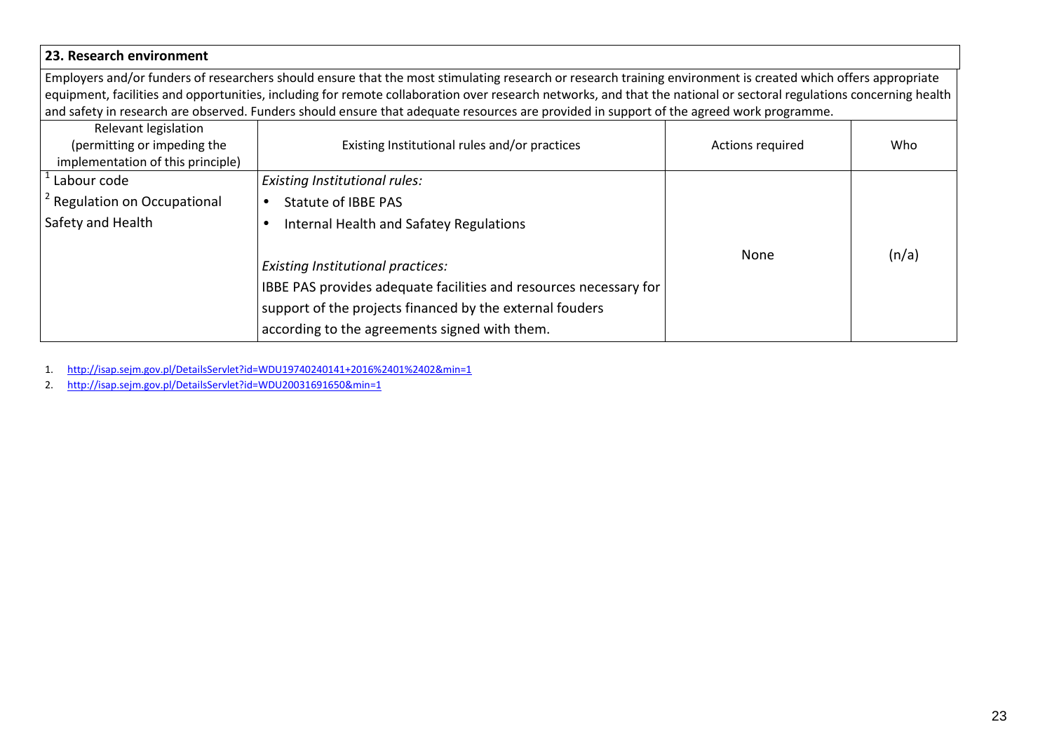## 23. Research environment

Employers and/or funders of researchers should ensure that the most stimulating research or research training environment is created which offers appropriate equipment, facilities and opportunities, including for remote collaboration over research networks, and that the national or sectoral regulations concerning health and safety in research are observed. Funders should ensure that adequate resources are provided in support of the agreed work programme.

| Relevant legislation (permitting or impeding the implementation of this principle) | Existing Institutional rules and/or practices | Actions required | Who |
|---|---|---|---|
| [1] Labour code<br>[2] Regulation on Occupational Safety and Health | *Existing Institutional rules:*<br>• Statute of IBBE PAS<br>• Internal Health and Safatey Regulations<br><br>*Existing Institutional practices:*<br>IBBE PAS provides adequate facilities and resources necessary for support of the projects financed by the external fouders according to the agreements signed with them. | None | (n/a) |

1. http://isap.sejm.gov.pl/DetailsServlet?id=WDU19740240141+2016%2401%2402&min=1
2. http://isap.sejm.gov.pl/DetailsServlet?id=WDU20031691650&min=1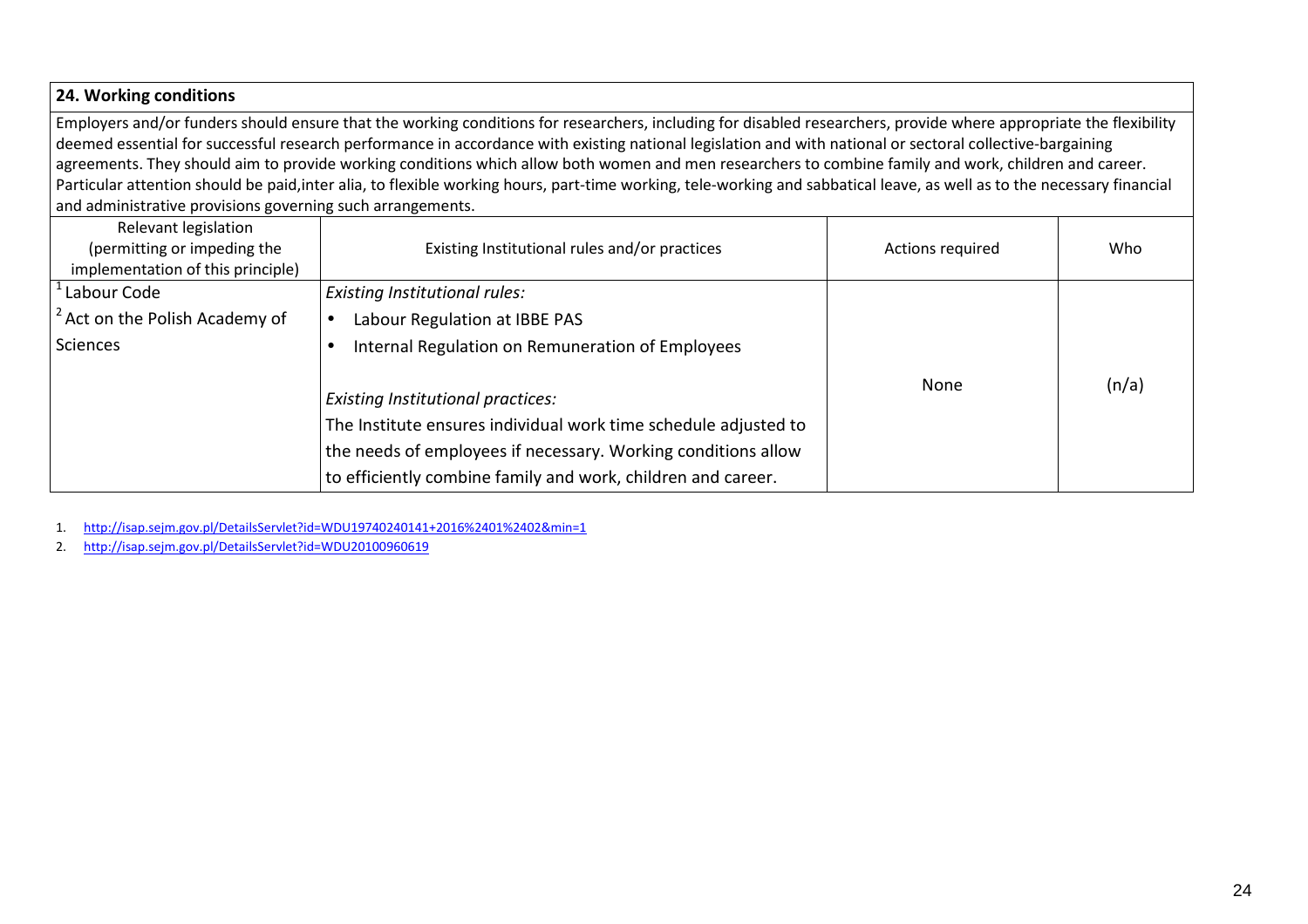## 24. Working conditions

Employers and/or funders should ensure that the working conditions for researchers, including for disabled researchers, provide where appropriate the flexibility deemed essential for successful research performance in accordance with existing national legislation and with national or sectoral collective-bargaining agreements. They should aim to provide working conditions which allow both women and men researchers to combine family and work, children and career. Particular attention should be paid,inter alia, to flexible working hours, part-time working, tele-working and sabbatical leave, as well as to the necessary financial and administrative provisions governing such arrangements.

| Relevant legislation (permitting or impeding the implementation of this principle) | Existing Institutional rules and/or practices | Actions required | Who |
|---|---|---|---|
| [1] Labour Code<br>[2] Act on the Polish Academy of Sciences | *Existing Institutional rules:*<br>• Labour Regulation at IBBE PAS<br>• Internal Regulation on Remuneration of Employees<br><br>*Existing Institutional practices:*<br>The Institute ensures individual work time schedule adjusted to the needs of employees if necessary. Working conditions allow to efficiently combine family and work, children and career. | None | (n/a) |

1. http://isap.sejm.gov.pl/DetailsServlet?id=WDU19740240141+2016%2401%2402&min=1
2. http://isap.sejm.gov.pl/DetailsServlet?id=WDU20100960619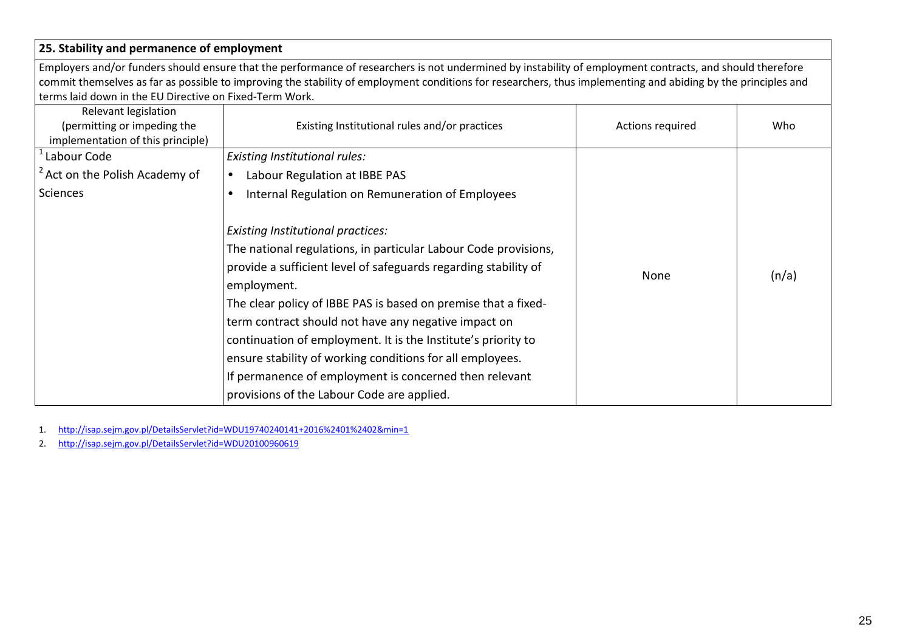**25. Stability and permanence of employment**

Employers and/or funders should ensure that the performance of researchers is not undermined by instability of employment contracts, and should therefore commit themselves as far as possible to improving the stability of employment conditions for researchers, thus implementing and abiding by the principles and terms laid down in the EU Directive on Fixed-Term Work.

| Relevant legislation (permitting or impeding the implementation of this principle) | Existing Institutional rules and/or practices | Actions required | Who |
|---|---|---|---|
| [1] Labour Code<br>[2] Act on the Polish Academy of Sciences | *Existing Institutional rules:*<br>• Labour Regulation at IBBE PAS<br>• Internal Regulation on Remuneration of Employees<br><br>*Existing Institutional practices:*<br>The national regulations, in particular Labour Code provisions, provide a sufficient level of safeguards regarding stability of employment.<br>The clear policy of IBBE PAS is based on premise that a fixed-term contract should not have any negative impact on continuation of employment. It is the Institute's priority to ensure stability of working conditions for all employees.<br>If permanence of employment is concerned then relevant provisions of the Labour Code are applied. | None | (n/a) |

1. http://isap.sejm.gov.pl/DetailsServlet?id=WDU19740240141+2016%2401%2402&min=1
2. http://isap.sejm.gov.pl/DetailsServlet?id=WDU20100960619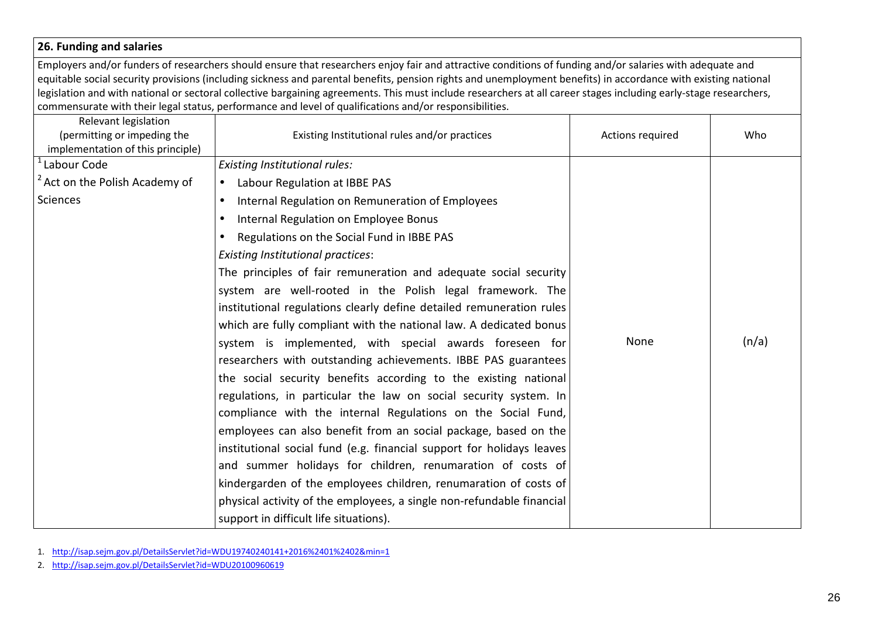## 26. Funding and salaries

Employers and/or funders of researchers should ensure that researchers enjoy fair and attractive conditions of funding and/or salaries with adequate and equitable social security provisions (including sickness and parental benefits, pension rights and unemployment benefits) in accordance with existing national legislation and with national or sectoral collective bargaining agreements. This must include researchers at all career stages including early-stage researchers, commensurate with their legal status, performance and level of qualifications and/or responsibilities.

| Relevant legislation (permitting or impeding the implementation of this principle) | Existing Institutional rules and/or practices | Actions required | Who |
|---|---|---|---|
| [1] Labour Code<br>[2] Act on the Polish Academy of Sciences | *Existing Institutional rules:*<br>• Labour Regulation at IBBE PAS<br>• Internal Regulation on Remuneration of Employees<br>• Internal Regulation on Employee Bonus<br>• Regulations on the Social Fund in IBBE PAS<br>*Existing Institutional practices*:<br>The principles of fair remuneration and adequate social security system are well-rooted in the Polish legal framework. The institutional regulations clearly define detailed remuneration rules which are fully compliant with the national law. A dedicated bonus system is implemented, with special awards foreseen for researchers with outstanding achievements. IBBE PAS guarantees the social security benefits according to the existing national regulations, in particular the law on social security system. In compliance with the internal Regulations on the Social Fund, employees can also benefit from an social package, based on the institutional social fund (e.g. financial support for holidays leaves and summer holidays for children, renumaration of costs of kindergarden of the employees children, renumaration of costs of physical activity of the employees, a single non-refundable financial support in difficult life situations). | None | (n/a) |

1. http://isap.sejm.gov.pl/DetailsServlet?id=WDU19740240141+2016%2401%2402&min=1
2. http://isap.sejm.gov.pl/DetailsServlet?id=WDU20100960619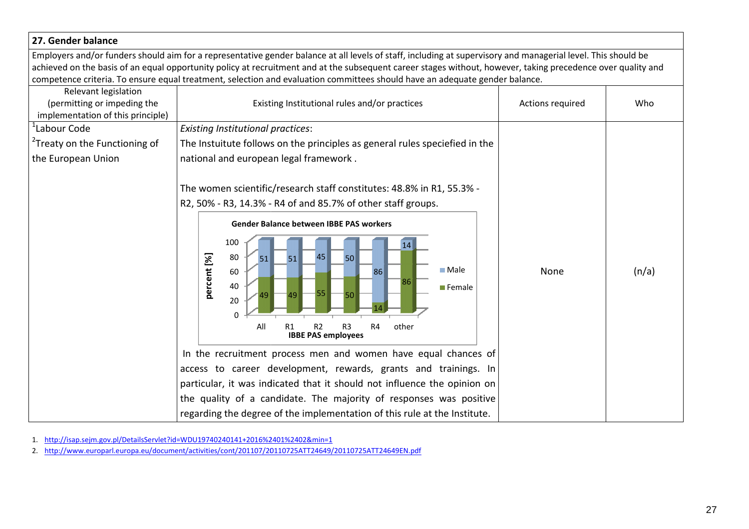| 27. Gender balance | | | |
|---|---|---|---|
| Employers and/or funders should aim for a representative gender balance at all levels of staff, including at supervisory and managerial level. This should be achieved on the basis of an equal opportunity policy at recruitment and at the subsequent career stages without, however, taking precedence over quality and competence criteria. To ensure equal treatment, selection and evaluation committees should have an adequate gender balance. | | | |
| Relevant legislation (permitting or impeding the implementation of this principle) | Existing Institutional rules and/or practices | Actions required | Who |
| [1]Labour Code<br>[2]Treaty on the Functioning of the European Union | *Existing Institutional practices*:<br>The Insuitute follows on the principles as general rules speciefied in the national and european legal framework .<br><br>The women scientific/research staff constitutes: 48.8% in R1, 55.3% - R2, 50% - R3, 14.3% - R4 of and 85.7% of other staff groups.<br><br>**Gender Balance between IBBE PAS workers** (percent [%]; IBBE PAS employees)<br>All: Female 49, Male 51; R1: Female 49, Male 51; R2: Female 55, Male 45; R3: Female 50, Male 50; R4: Female 14, Male 86; other: Female 86, Male 14<br><br>In the recruitment process men and women have equal chances of access to career development, rewards, grants and trainings. In particular, it was indicated that it should not influence the opinion on the quality of a candidate. The majority of responses was positive regarding the degree of the implementation of this rule at the Institute. | None | (n/a) |

1. http://isap.sejm.gov.pl/DetailsServlet?id=WDU19740240141+2016%2401%2402&min=1
2. http://www.europarl.europa.eu/document/activities/cont/201107/20110725ATT24649/20110725ATT24649EN.pdf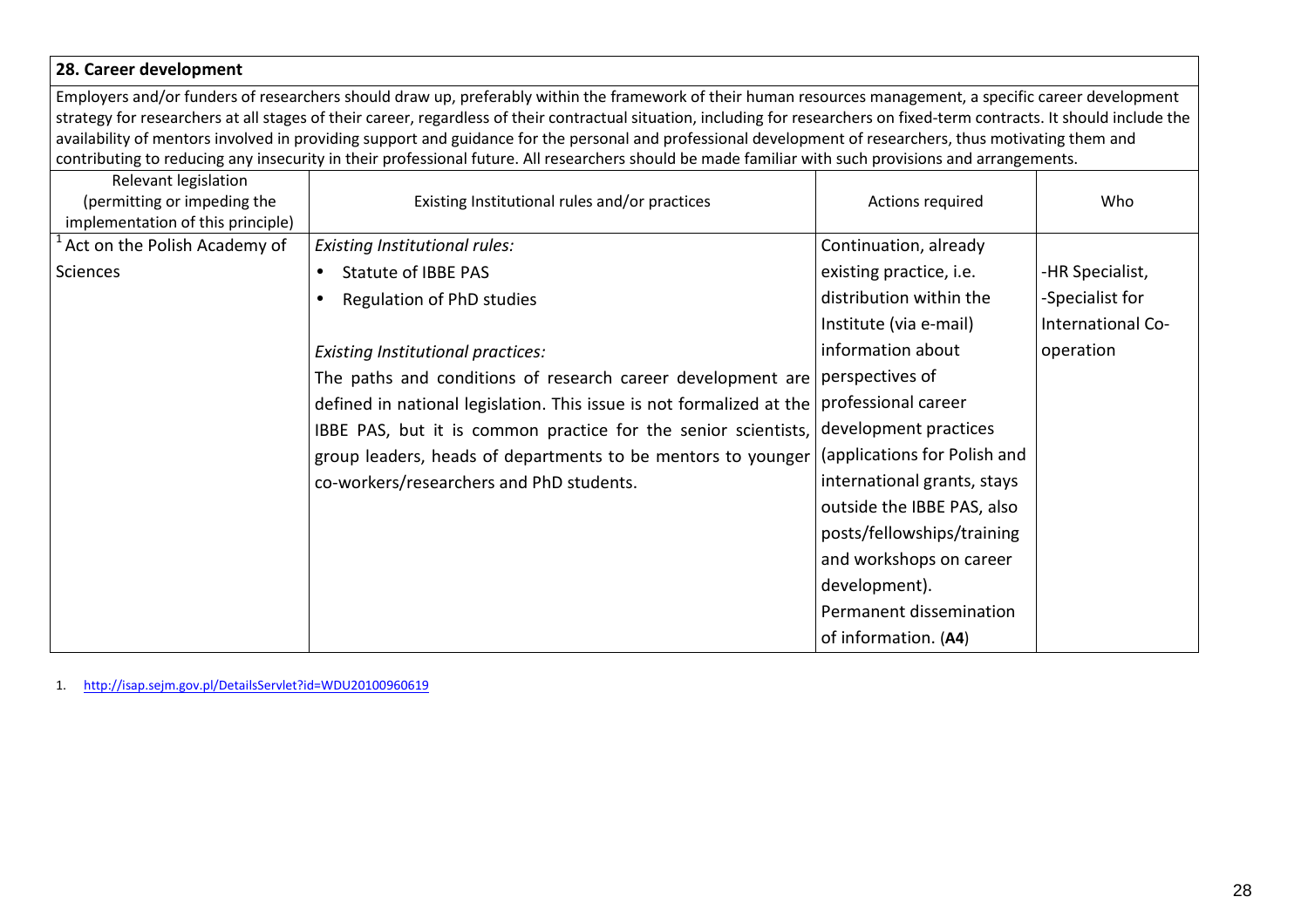| 28. Career development | | | |
|---|---|---|---|
| Employers and/or funders of researchers should draw up, preferably within the framework of their human resources management, a specific career development strategy for researchers at all stages of their career, regardless of their contractual situation, including for researchers on fixed-term contracts. It should include the availability of mentors involved in providing support and guidance for the personal and professional development of researchers, thus motivating them and contributing to reducing any insecurity in their professional future. All researchers should be made familiar with such provisions and arrangements. | | | |
| Relevant legislation (permitting or impeding the implementation of this principle) | Existing Institutional rules and/or practices | Actions required | Who |
| [1] Act on the Polish Academy of Sciences | *Existing Institutional rules:*<br>• Statute of IBBE PAS<br>• Regulation of PhD studies<br><br>*Existing Institutional practices:*<br>The paths and conditions of research career development are defined in national legislation. This issue is not formalized at the IBBE PAS, but it is common practice for the senior scientists, group leaders, heads of departments to be mentors to younger co-workers/researchers and PhD students. | Continuation, already existing practice, i.e. distribution within the Institute (via e-mail) information about perspectives of professional career development practices (applications for Polish and international grants, stays outside the IBBE PAS, also posts/fellowships/training and workshops on career development).<br>Permanent dissemination of information. (**A4**) | -HR Specialist,<br>-Specialist for International Co-operation |

1. http://isap.sejm.gov.pl/DetailsServlet?id=WDU20100960619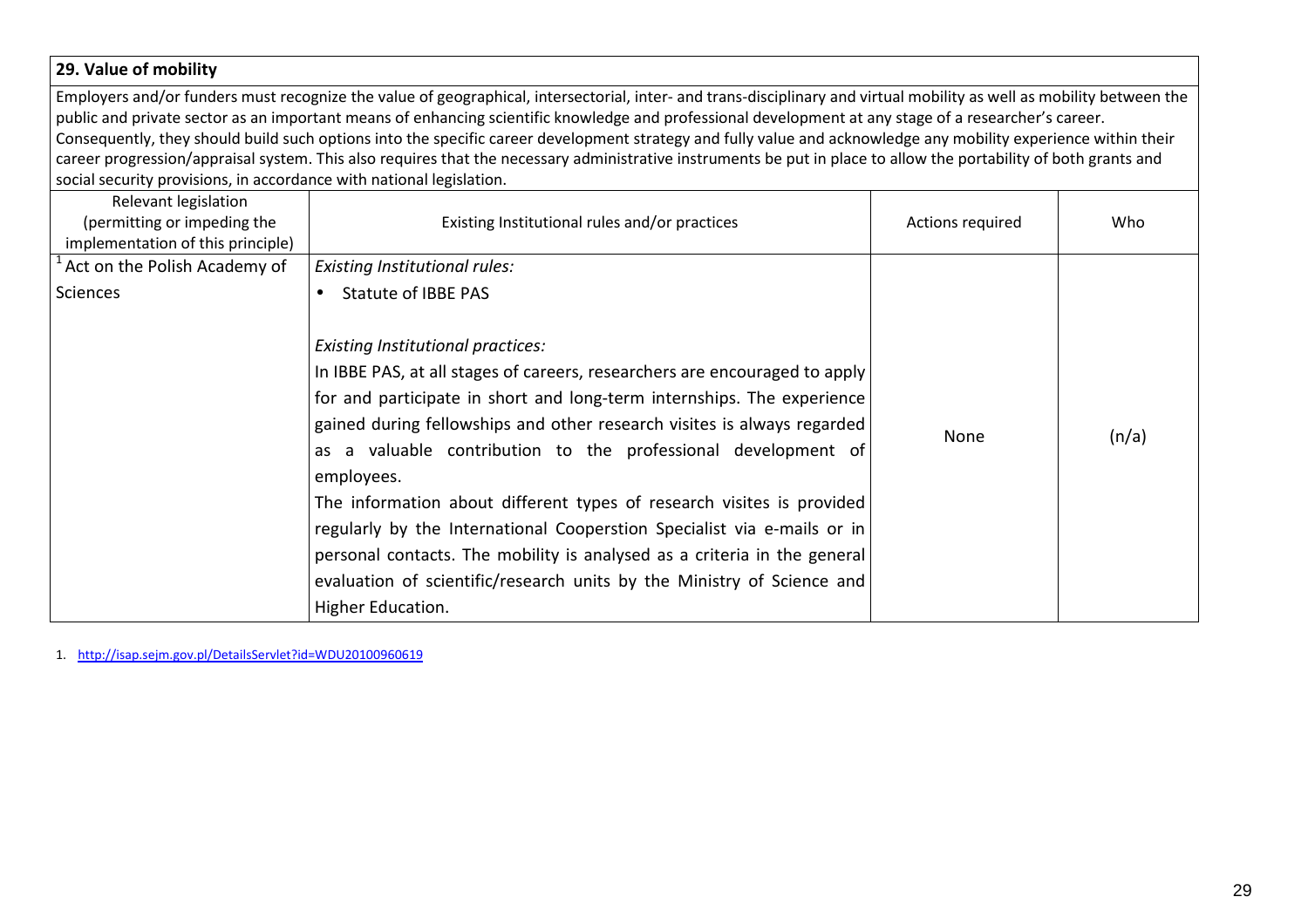## 29. Value of mobility

Employers and/or funders must recognize the value of geographical, intersectorial, inter- and trans-disciplinary and virtual mobility as well as mobility between the public and private sector as an important means of enhancing scientific knowledge and professional development at any stage of a researcher's career. Consequently, they should build such options into the specific career development strategy and fully value and acknowledge any mobility experience within their career progression/appraisal system. This also requires that the necessary administrative instruments be put in place to allow the portability of both grants and social security provisions, in accordance with national legislation.

| Relevant legislation (permitting or impeding the implementation of this principle) | Existing Institutional rules and/or practices | Actions required | Who |
|---|---|---|---|
| [1] Act on the Polish Academy of Sciences | *Existing Institutional rules:*<br>• Statute of IBBE PAS<br><br>*Existing Institutional practices:*<br>In IBBE PAS, at all stages of careers, researchers are encouraged to apply for and participate in short and long-term internships. The experience gained during fellowships and other research visites is always regarded as a valuable contribution to the professional development of employees.<br>The information about different types of research visites is provided regularly by the International Cooperstion Specialist via e-mails or in personal contacts. The mobility is analysed as a criteria in the general evaluation of scientific/research units by the Ministry of Science and Higher Education. | None | (n/a) |

1. http://isap.sejm.gov.pl/DetailsServlet?id=WDU20100960619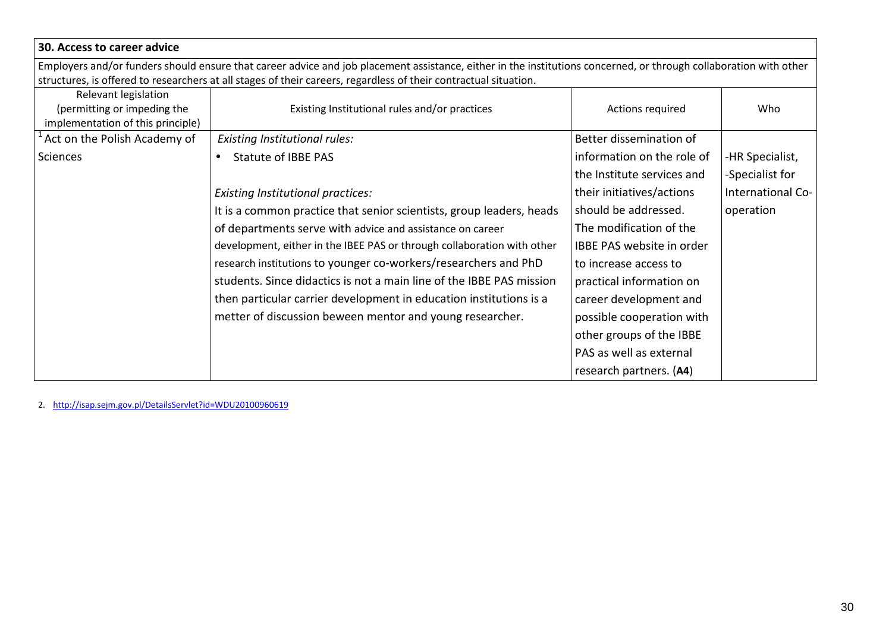| **30. Access to career advice** | | | |
|---|---|---|---|
| Employers and/or funders should ensure that career advice and job placement assistance, either in the institutions concerned, or through collaboration with other structures, is offered to researchers at all stages of their careers, regardless of their contractual situation. | | | |
| Relevant legislation (permitting or impeding the implementation of this principle) | Existing Institutional rules and/or practices | Actions required | Who |
| [1] Act on the Polish Academy of Sciences | *Existing Institutional rules:*<br>• Statute of IBBE PAS<br><br>*Existing Institutional practices:*<br>It is a common practice that senior scientists, group leaders, heads of departments serve with advice and assistance on career development, either in the IBEE PAS or through collaboration with other research institutions to younger co-workers/researchers and PhD students. Since didactics is not a main line of the IBBE PAS mission then particular carrier development in education institutions is a metter of discussion beween mentor and young researcher. | Better dissemination of information on the role of the Institute services and their initiatives/actions should be addressed. The modification of the IBBE PAS website in order to increase access to practical information on career development and possible cooperation with other groups of the IBBE PAS as well as external research partners. (**A4**) | -HR Specialist,<br>-Specialist for International Co-operation |

2. http://isap.sejm.gov.pl/DetailsServlet?id=WDU20100960619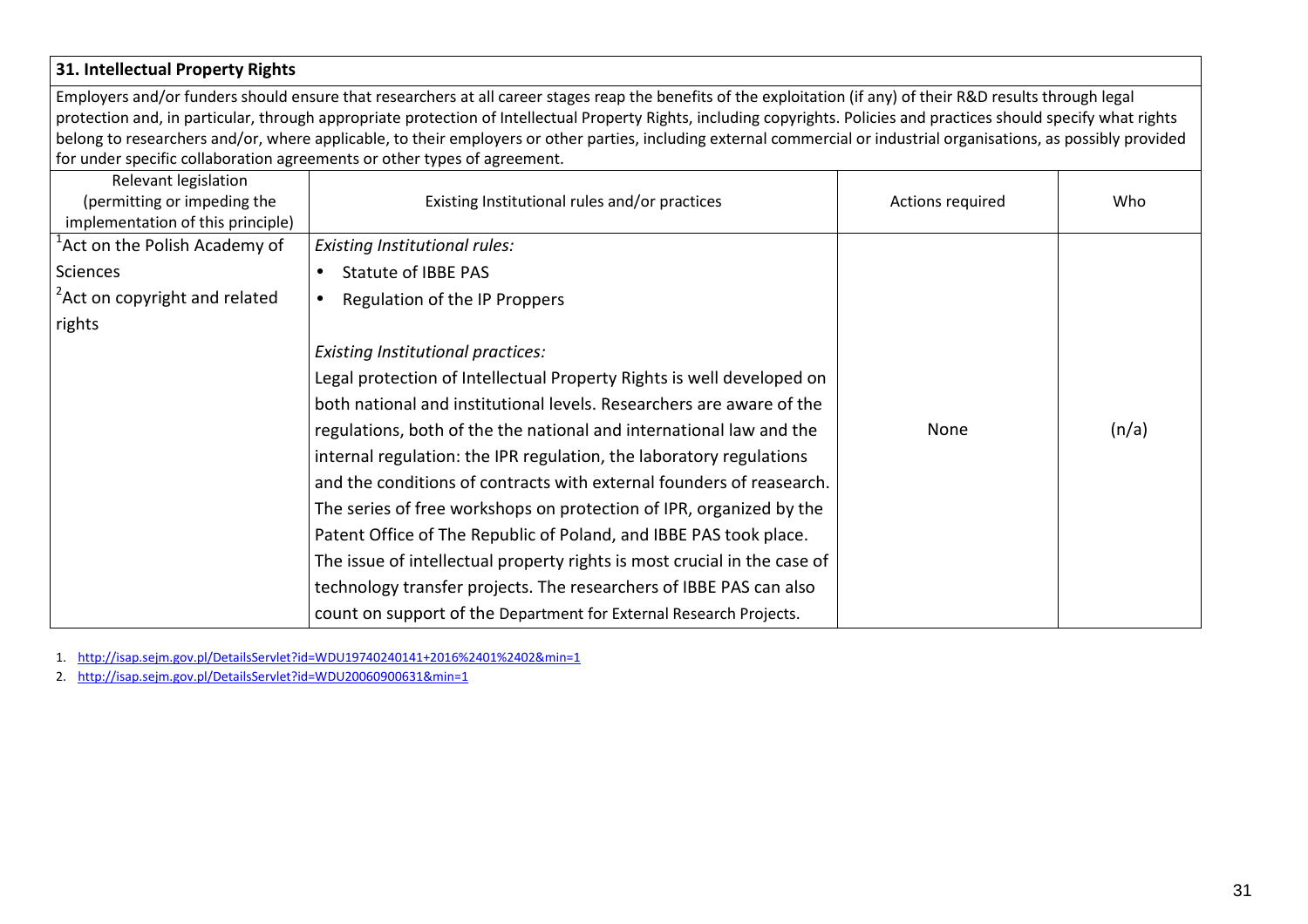| 31. Intellectual Property Rights | | | |
|---|---|---|---|
| Employers and/or funders should ensure that researchers at all career stages reap the benefits of the exploitation (if any) of their R&D results through legal protection and, in particular, through appropriate protection of Intellectual Property Rights, including copyrights. Policies and practices should specify what rights belong to researchers and/or, where applicable, to their employers or other parties, including external commercial or industrial organisations, as possibly provided for under specific collaboration agreements or other types of agreement. | | | |
| Relevant legislation (permitting or impeding the implementation of this principle) | Existing Institutional rules and/or practices | Actions required | Who |
| [1]Act on the Polish Academy of Sciences<br>[2]Act on copyright and related rights | *Existing Institutional rules:*<br>• Statute of IBBE PAS<br>• Regulation of the IP Proppers<br><br>*Existing Institutional practices:*<br>Legal protection of Intellectual Property Rights is well developed on both national and institutional levels. Researchers are aware of the regulations, both of the the national and international law and the internal regulation: the IPR regulation, the laboratory regulations and the conditions of contracts with external founders of reasearch. The series of free workshops on protection of IPR, organized by the Patent Office of The Republic of Poland, and IBBE PAS took place. The issue of intellectual property rights is most crucial in the case of technology transfer projects. The researchers of IBBE PAS can also count on support of the Department for External Research Projects. | None | (n/a) |

1. http://isap.sejm.gov.pl/DetailsServlet?id=WDU19740240141+2016%2401%2402&min=1
2. http://isap.sejm.gov.pl/DetailsServlet?id=WDU20060900631&min=1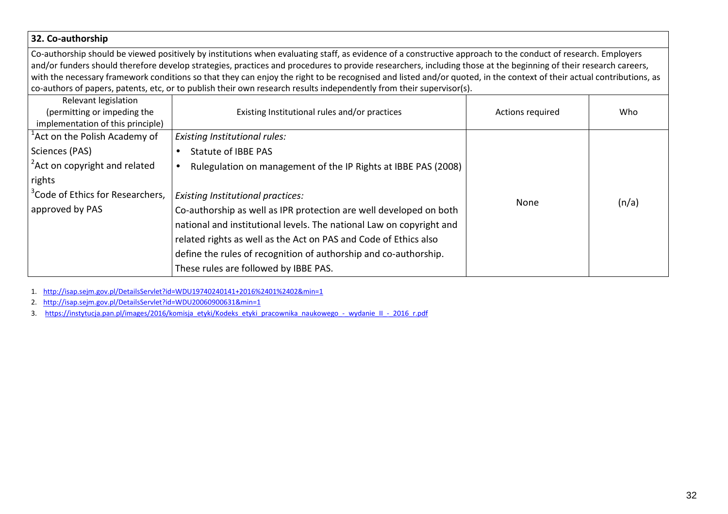## 32. Co-authorship

Co-authorship should be viewed positively by institutions when evaluating staff, as evidence of a constructive approach to the conduct of research. Employers and/or funders should therefore develop strategies, practices and procedures to provide researchers, including those at the beginning of their research careers, with the necessary framework conditions so that they can enjoy the right to be recognised and listed and/or quoted, in the context of their actual contributions, as co-authors of papers, patents, etc, or to publish their own research results independently from their supervisor(s).

| Relevant legislation (permitting or impeding the implementation of this principle) | Existing Institutional rules and/or practices | Actions required | Who |
|---|---|---|---|
| [1]Act on the Polish Academy of Sciences (PAS)<br>[2]Act on copyright and related rights<br>[3]Code of Ethics for Researchers, approved by PAS | *Existing Institutional rules:*<br>• Statute of IBBE PAS<br>• Rulegulation on management of the IP Rights at IBBE PAS (2008)<br><br>*Existing Institutional practices:*<br>Co-authorship as well as IPR protection are well developed on both national and institutional levels. The national Law on copyright and related rights as well as the Act on PAS and Code of Ethics also define the rules of recognition of authorship and co-authorship. These rules are followed by IBBE PAS. | None | (n/a) |

1. http://isap.sejm.gov.pl/DetailsServlet?id=WDU19740240141+2016%2401%2402&min=1
2. http://isap.sejm.gov.pl/DetailsServlet?id=WDU20060900631&min=1
3. https://instytucja.pan.pl/images/2016/komisja_etyki/Kodeks_etyki_pracownika_naukowego_-_wydanie_II_-_2016_r.pdf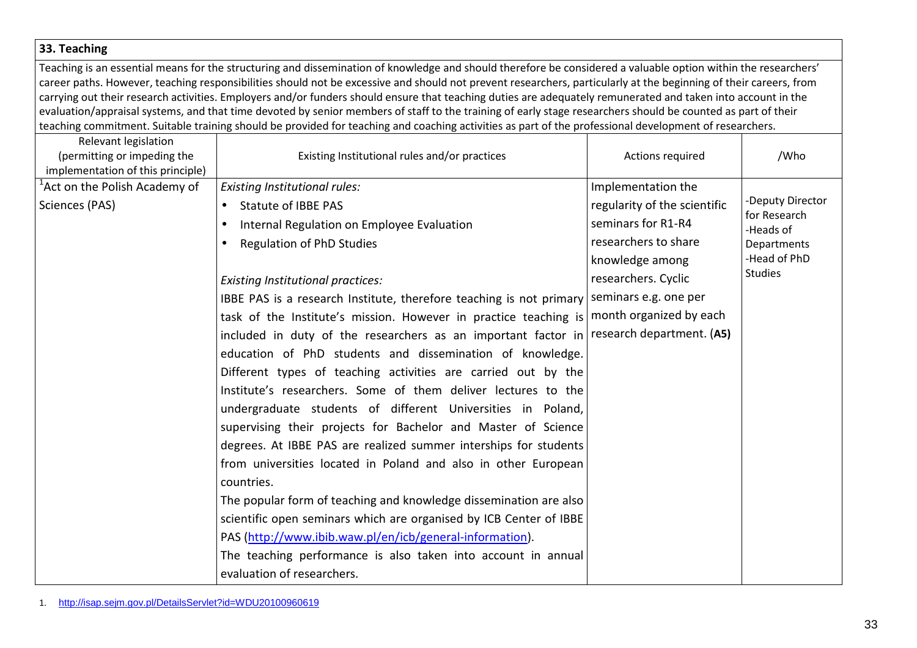## 33. Teaching

Teaching is an essential means for the structuring and dissemination of knowledge and should therefore be considered a valuable option within the researchers' career paths. However, teaching responsibilities should not be excessive and should not prevent researchers, particularly at the beginning of their careers, from carrying out their research activities. Employers and/or funders should ensure that teaching duties are adequately remunerated and taken into account in the evaluation/appraisal systems, and that time devoted by senior members of staff to the training of early stage researchers should be counted as part of their teaching commitment. Suitable training should be provided for teaching and coaching activities as part of the professional development of researchers.

| Relevant legislation (permitting or impeding the implementation of this principle) | Existing Institutional rules and/or practices | Actions required | /Who |
|---|---|---|---|
| [1]Act on the Polish Academy of Sciences (PAS) | *Existing Institutional rules:*<br>• Statute of IBBE PAS<br>• Internal Regulation on Employee Evaluation<br>• Regulation of PhD Studies<br><br>*Existing Institutional practices:*<br>IBBE PAS is a research Institute, therefore teaching is not primary task of the Institute's mission. However in practice teaching is included in duty of the researchers as an important factor in education of PhD students and dissemination of knowledge. Different types of teaching activities are carried out by the Institute's researchers. Some of them deliver lectures to the undergraduate students of different Universities in Poland, supervising their projects for Bachelor and Master of Science degrees. At IBBE PAS are realized summer interships for students from universities located in Poland and also in other European countries.<br>The popular form of teaching and knowledge dissemination are also scientific open seminars which are organised by ICB Center of IBBE PAS ([http://www.ibib.waw.pl/en/icb/general-information](http://www.ibib.waw.pl/en/icb/general-information)).<br>The teaching performance is also taken into account in annual evaluation of researchers. | Implementation the regularity of the scientific seminars for R1-R4 researchers to share knowledge among researchers. Cyclic seminars e.g. one per month organized by each research department. (**A5**) | -Deputy Director for Research<br>-Heads of Departments<br>-Head of PhD Studies |

1. http://isap.sejm.gov.pl/DetailsServlet?id=WDU20100960619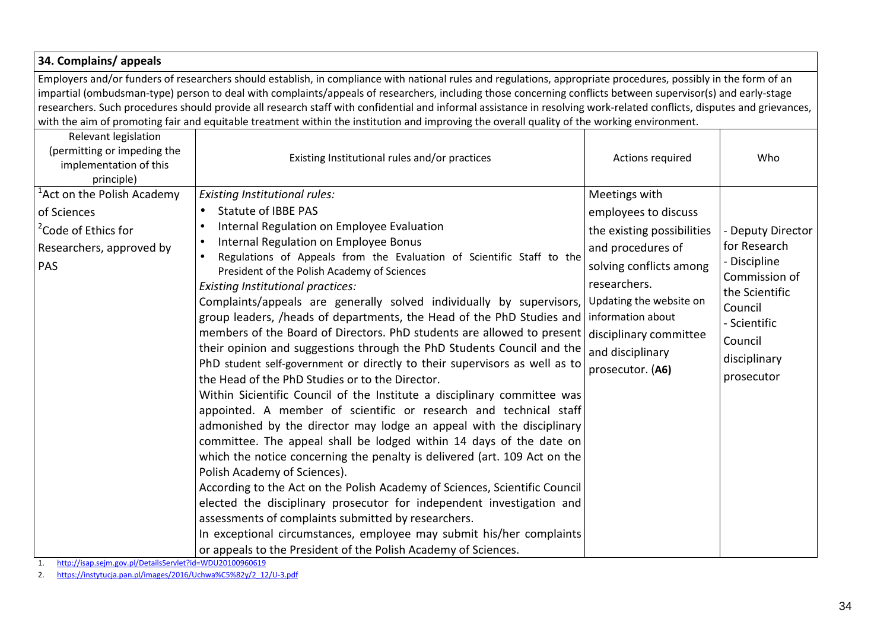| **34. Complains/ appeals** | | | |
|---|---|---|---|
| Employers and/or funders of researchers should establish, in compliance with national rules and regulations, appropriate procedures, possibly in the form of an impartial (ombudsman-type) person to deal with complaints/appeals of researchers, including those concerning conflicts between supervisor(s) and early-stage researchers. Such procedures should provide all research staff with confidential and informal assistance in resolving work-related conflicts, disputes and grievances, with the aim of promoting fair and equitable treatment within the institution and improving the overall quality of the working environment. | | | |
| Relevant legislation (permitting or impeding the implementation of this principle) | Existing Institutional rules and/or practices | Actions required | Who |
| [1]Act on the Polish Academy of Sciences<br>[2]Code of Ethics for Researchers, approved by PAS | *Existing Institutional rules:*<br>• Statute of IBBE PAS<br>• Internal Regulation on Employee Evaluation<br>• Internal Regulation on Employee Bonus<br>• Regulations of Appeals from the Evaluation of Scientific Staff to the President of the Polish Academy of Sciences<br>*Existing Institutional practices:*<br>Complaints/appeals are generally solved individually by supervisors, group leaders, /heads of departments, the Head of the PhD Studies and members of the Board of Directors. PhD students are allowed to present their opinion and suggestions through the PhD Students Council and the PhD student self-government or directly to their supervisors as well as to the Head of the PhD Studies or to the Director.<br>Within Sicientific Council of the Institute a disciplinary committee was appointed. A member of scientific or research and technical staff admonished by the director may lodge an appeal with the disciplinary committee. The appeal shall be lodged within 14 days of the date on which the notice concerning the penalty is delivered (art. 109 Act on the Polish Academy of Sciences).<br>According to the Act on the Polish Academy of Sciences, Scientific Council elected the disciplinary prosecutor for independent investigation and assessments of complaints submitted by researchers.<br>In exceptional circumstances, employee may submit his/her complaints or appeals to the President of the Polish Academy of Sciences. | Meetings with employees to discuss the existing possibilities and procedures of solving conflicts among researchers.<br>Updating the website on information about disciplinary committee and disciplinary prosecutor. (**A6**) | - Deputy Director for Research<br>- Discipline Commission of the Scientific Council<br>- Scientific Council<br>disciplinary prosecutor |

1. http://isap.sejm.gov.pl/DetailsServlet?id=WDU20100960619
2. https://instytucja.pan.pl/images/2016/Uchwa%C5%82y/2_12/U-3.pdf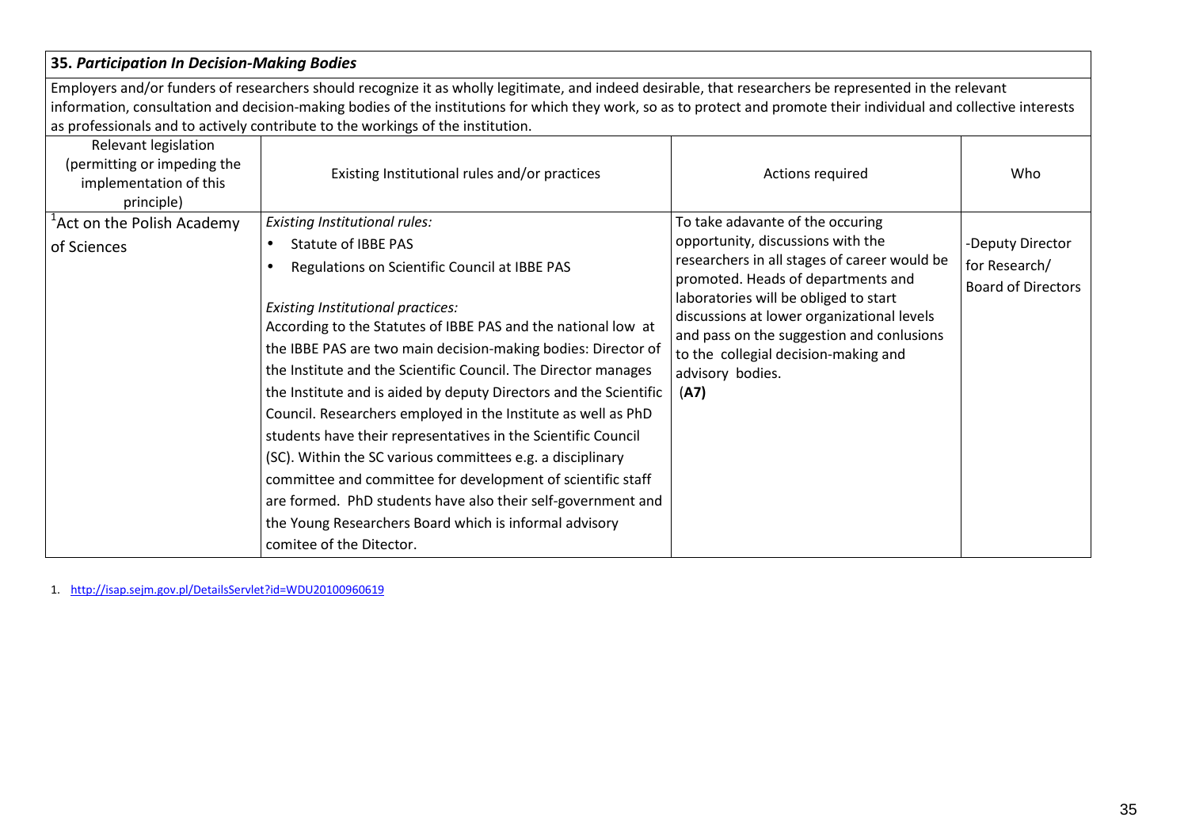| **35. *Participation In Decision-Making Bodies*** | | | |
|---|---|---|---|
| Employers and/or funders of researchers should recognize it as wholly legitimate, and indeed desirable, that researchers be represented in the relevant information, consultation and decision-making bodies of the institutions for which they work, so as to protect and promote their individual and collective interests as professionals and to actively contribute to the workings of the institution. | | | |
| Relevant legislation (permitting or impeding the implementation of this principle) | Existing Institutional rules and/or practices | Actions required | Who |
| [1]Act on the Polish Academy of Sciences | *Existing Institutional rules:*<br>• Statute of IBBE PAS<br>• Regulations on Scientific Council at IBBE PAS<br><br>*Existing Institutional practices:*<br>According to the Statutes of IBBE PAS and the national low at the IBBE PAS are two main decision-making bodies: Director of the Institute and the Scientific Council. The Director manages the Institute and is aided by deputy Directors and the Scientific Council. Researchers employed in the Institute as well as PhD students have their representatives in the Scientific Council (SC). Within the SC various committees e.g. a disciplinary committee and committee for development of scientific staff are formed. PhD students have also their self-government and the Young Researchers Board which is informal advisory comitee of the Ditector. | To take adavante of the occuring opportunity, discussions with the researchers in all stages of career would be promoted. Heads of departments and laboratories will be obliged to start discussions at lower organizational levels and pass on the suggestion and conlusions to the collegial decision-making and advisory bodies.<br>(**A7**) | -Deputy Director for Research/ Board of Directors |

1. http://isap.sejm.gov.pl/DetailsServlet?id=WDU20100960619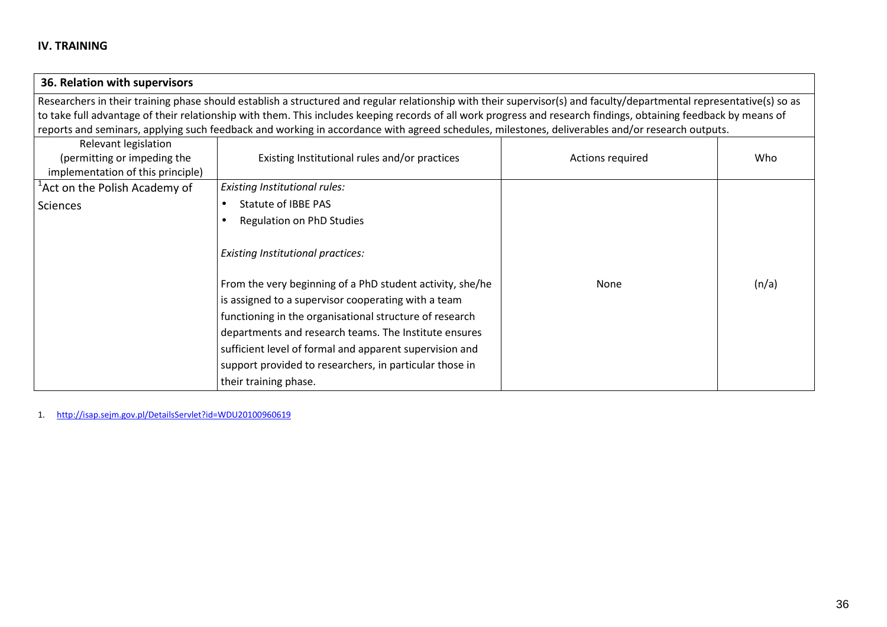## IV. TRAINING

| **36. Relation with supervisors** | | | |
|---|---|---|---|
| Researchers in their training phase should establish a structured and regular relationship with their supervisor(s) and faculty/departmental representative(s) so as to take full advantage of their relationship with them. This includes keeping records of all work progress and research findings, obtaining feedback by means of reports and seminars, applying such feedback and working in accordance with agreed schedules, milestones, deliverables and/or research outputs. | | | |
| Relevant legislation (permitting or impeding the implementation of this principle) | Existing Institutional rules and/or practices | Actions required | Who |
| [1]Act on the Polish Academy of Sciences | *Existing Institutional rules:*<br>• Statute of IBBE PAS<br>• Regulation on PhD Studies<br><br>*Existing Institutional practices:*<br><br>From the very beginning of a PhD student activity, she/he is assigned to a supervisor cooperating with a team functioning in the organisational structure of research departments and research teams. The Institute ensures sufficient level of formal and apparent supervision and support provided to researchers, in particular those in their training phase. | None | (n/a) |

1. http://isap.sejm.gov.pl/DetailsServlet?id=WDU20100960619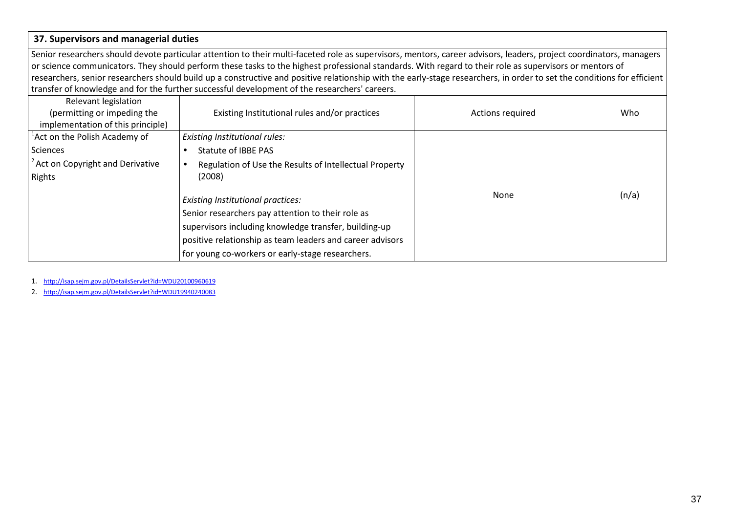## 37. Supervisors and managerial duties

Senior researchers should devote particular attention to their multi-faceted role as supervisors, mentors, career advisors, leaders, project coordinators, managers or science communicators. They should perform these tasks to the highest professional standards. With regard to their role as supervisors or mentors of researchers, senior researchers should build up a constructive and positive relationship with the early-stage researchers, in order to set the conditions for efficient transfer of knowledge and for the further successful development of the researchers' careers.

| Relevant legislation (permitting or impeding the implementation of this principle) | Existing Institutional rules and/or practices | Actions required | Who |
|---|---|---|---|
| [1] Act on the Polish Academy of Sciences<br>[2] Act on Copyright and Derivative Rights | *Existing Institutional rules:*<br>• Statute of IBBE PAS<br>• Regulation of Use the Results of Intellectual Property (2008)<br><br>*Existing Institutional practices:*<br>Senior researchers pay attention to their role as supervisors including knowledge transfer, building-up positive relationship as team leaders and career advisors for young co-workers or early-stage researchers. | None | (n/a) |

1. http://isap.sejm.gov.pl/DetailsServlet?id=WDU20100960619
2. http://isap.sejm.gov.pl/DetailsServlet?id=WDU19940240083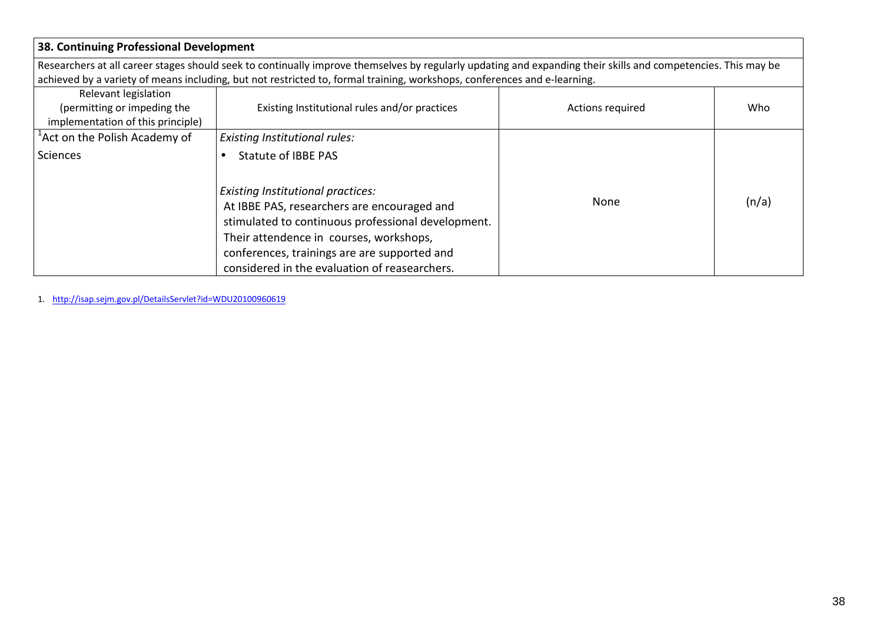| **38. Continuing Professional Development** | | | |
|---|---|---|---|
| Researchers at all career stages should seek to continually improve themselves by regularly updating and expanding their skills and competencies. This may be achieved by a variety of means including, but not restricted to, formal training, workshops, conferences and e-learning. | | | |
| Relevant legislation (permitting or impeding the implementation of this principle) | Existing Institutional rules and/or practices | Actions required | Who |
| [1]Act on the Polish Academy of Sciences | *Existing Institutional rules:*<br>• Statute of IBBE PAS<br><br>*Existing Institutional practices:*<br>At IBBE PAS, researchers are encouraged and stimulated to continuous professional development. Their attendence in courses, workshops, conferences, trainings are are supported and considered in the evaluation of reasearchers. | None | (n/a) |

1. http://isap.sejm.gov.pl/DetailsServlet?id=WDU20100960619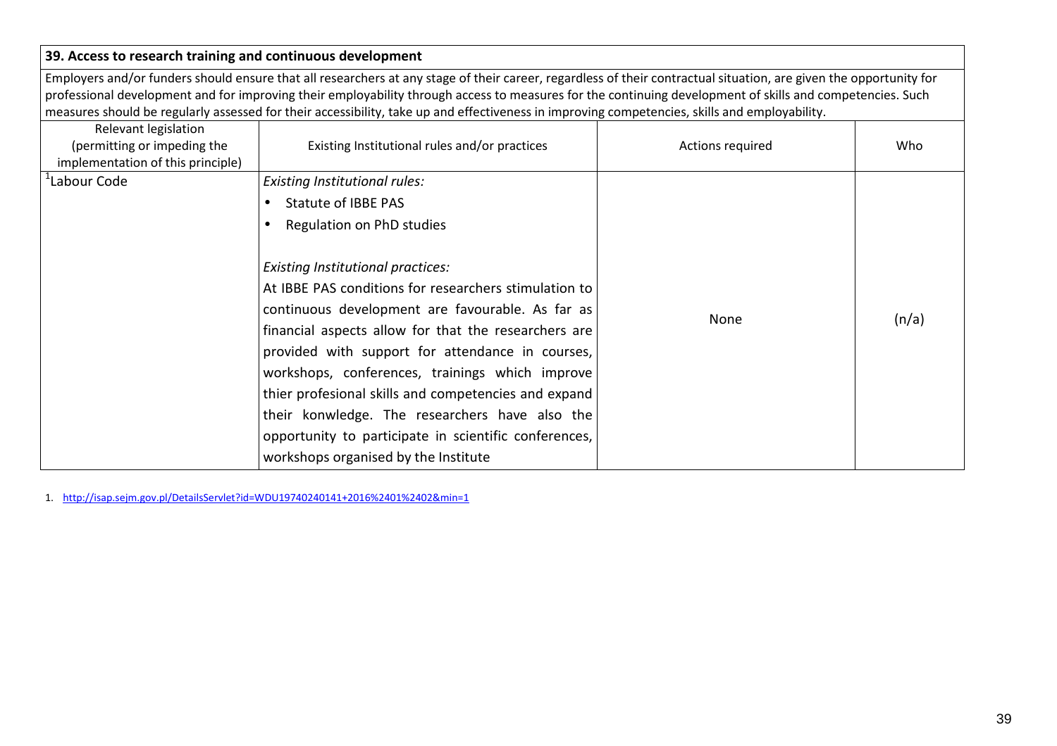| **39. Access to research training and continuous development** | | | |
|---|---|---|---|
| Employers and/or funders should ensure that all researchers at any stage of their career, regardless of their contractual situation, are given the opportunity for professional development and for improving their employability through access to measures for the continuing development of skills and competencies. Such measures should be regularly assessed for their accessibility, take up and effectiveness in improving competencies, skills and employability. | | | |
| Relevant legislation (permitting or impeding the implementation of this principle) | Existing Institutional rules and/or practices | Actions required | Who |
| [1]Labour Code | *Existing Institutional rules:*<br>• Statute of IBBE PAS<br>• Regulation on PhD studies<br><br>*Existing Institutional practices:*<br>At IBBE PAS conditions for researchers stimulation to continuous development are favourable. As far as financial aspects allow for that the researchers are provided with support for attendance in courses, workshops, conferences, trainings which improve thier profesional skills and competencies and expand their konwledge. The researchers have also the opportunity to participate in scientific conferences, workshops organised by the Institute | None | (n/a) |

1. http://isap.sejm.gov.pl/DetailsServlet?id=WDU19740240141+2016%2401%2402&min=1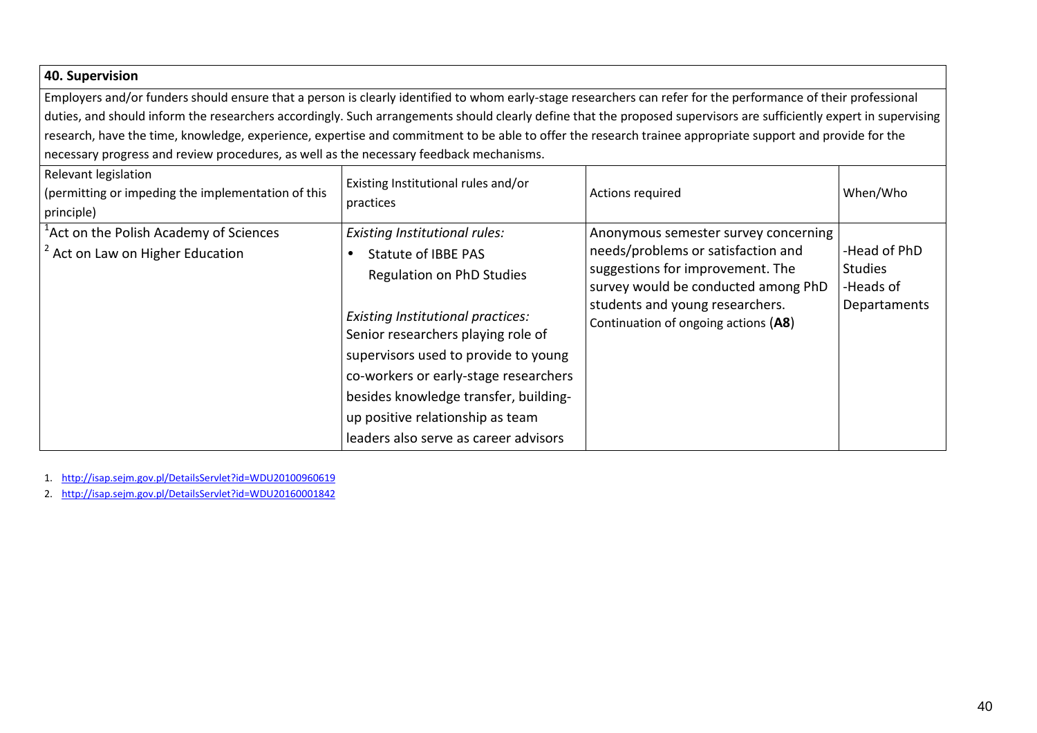| **40. Supervision** | | | |
|---|---|---|---|
| Employers and/or funders should ensure that a person is clearly identified to whom early-stage researchers can refer for the performance of their professional duties, and should inform the researchers accordingly. Such arrangements should clearly define that the proposed supervisors are sufficiently expert in supervising research, have the time, knowledge, experience, expertise and commitment to be able to offer the research trainee appropriate support and provide for the necessary progress and review procedures, as well as the necessary feedback mechanisms. | | | |
| Relevant legislation (permitting or impeding the implementation of this principle) | Existing Institutional rules and/or practices | Actions required | When/Who |
| [1]Act on the Polish Academy of Sciences<br>[2] Act on Law on Higher Education | *Existing Institutional rules:*<br>• Statute of IBBE PAS<br>Regulation on PhD Studies<br><br>*Existing Institutional practices:*<br>Senior researchers playing role of supervisors used to provide to young co-workers or early-stage researchers besides knowledge transfer, building-up positive relationship as team leaders also serve as career advisors | Anonymous semester survey concerning needs/problems or satisfaction and suggestions for improvement. The survey would be conducted among PhD students and young researchers.<br>Continuation of ongoing actions (**A8**) | -Head of PhD Studies<br>-Heads of Departaments |

1. http://isap.sejm.gov.pl/DetailsServlet?id=WDU20100960619
2. http://isap.sejm.gov.pl/DetailsServlet?id=WDU20160001842